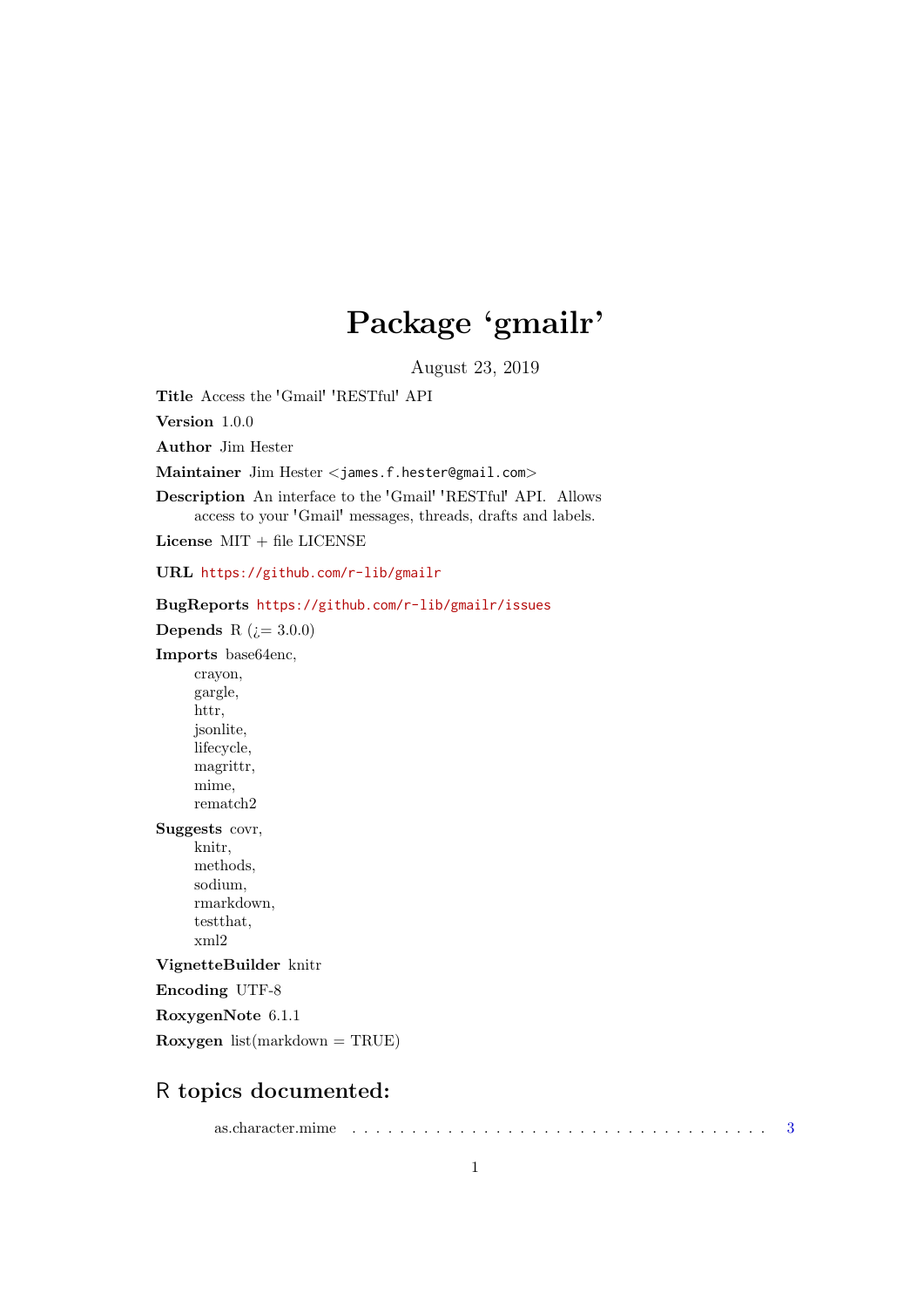# Package 'gmailr'

August 23, 2019

**Title** Access the 'Gmail' 'RESTful' API

**Version** 1.0.0

**Author** Jim Hester

**Maintainer** Jim Hester <james.f.hester@gmail.com>

**Description** An interface to the 'Gmail' 'RESTful' API. Allows access to your 'Gmail' messages, threads, drafts and labels.

**License** MIT + file LICENSE

**URL** https://github.com/r-lib/gmailr

**BugReports** https://github.com/r-lib/gmailr/issues

**Depends** R (¿= 3.0.0)

**Imports** base64enc,
crayon,
gargle,
httr,
jsonlite,
lifecycle,
magrittr,
mime,
rematch2

**Suggests** covr,
knitr,
methods,
sodium,
rmarkdown,
testthat,
xml2

**VignetteBuilder** knitr

**Encoding** UTF-8

**RoxygenNote** 6.1.1

**Roxygen** list(markdown = TRUE)

## R topics documented:

as.character.mime . . . . . . . . . . . . . . . . . . . . . . . . . . . . . . . . . . . 3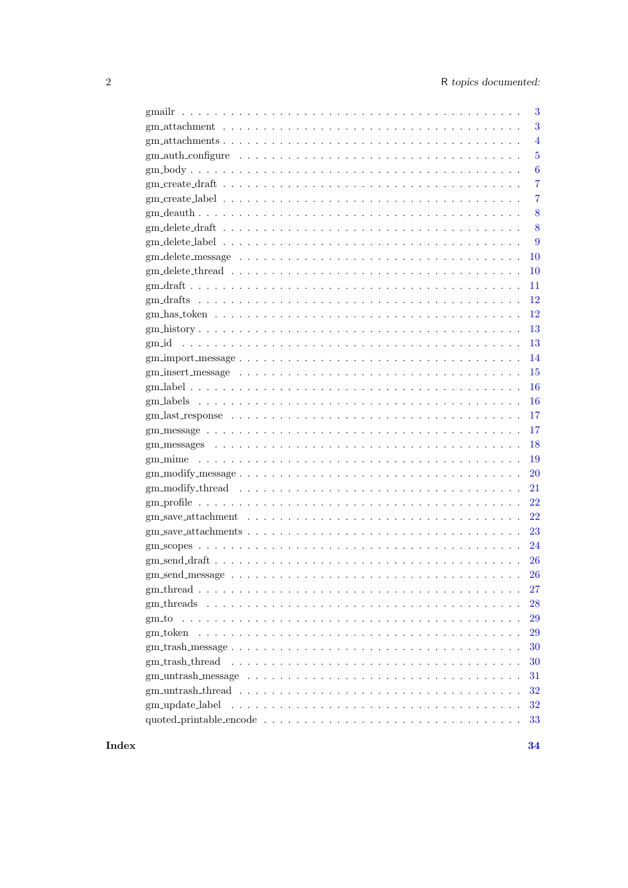gmailr . . . . . . . . . . . . . . . . . . . . . . . . . . . . . . . . . . . . . . . . . 3
gm_attachment . . . . . . . . . . . . . . . . . . . . . . . . . . . . . . . . . . . . . . 3
gm_attachments . . . . . . . . . . . . . . . . . . . . . . . . . . . . . . . . . . . . . 4
gm_auth_configure . . . . . . . . . . . . . . . . . . . . . . . . . . . . . . . . . . . 5
gm_body . . . . . . . . . . . . . . . . . . . . . . . . . . . . . . . . . . . . . . . . . 6
gm_create_draft . . . . . . . . . . . . . . . . . . . . . . . . . . . . . . . . . . . . . 7
gm_create_label . . . . . . . . . . . . . . . . . . . . . . . . . . . . . . . . . . . . . 7
gm_deauth . . . . . . . . . . . . . . . . . . . . . . . . . . . . . . . . . . . . . . . . 8
gm_delete_draft . . . . . . . . . . . . . . . . . . . . . . . . . . . . . . . . . . . . . 8
gm_delete_label . . . . . . . . . . . . . . . . . . . . . . . . . . . . . . . . . . . . . 9
gm_delete_message . . . . . . . . . . . . . . . . . . . . . . . . . . . . . . . . . . . 10
gm_delete_thread . . . . . . . . . . . . . . . . . . . . . . . . . . . . . . . . . . . . 10
gm_draft . . . . . . . . . . . . . . . . . . . . . . . . . . . . . . . . . . . . . . . . . 11
gm_drafts . . . . . . . . . . . . . . . . . . . . . . . . . . . . . . . . . . . . . . . . 12
gm_has_token . . . . . . . . . . . . . . . . . . . . . . . . . . . . . . . . . . . . . . 12
gm_history . . . . . . . . . . . . . . . . . . . . . . . . . . . . . . . . . . . . . . . . 13
gm_id . . . . . . . . . . . . . . . . . . . . . . . . . . . . . . . . . . . . . . . . . . 13
gm_import_message . . . . . . . . . . . . . . . . . . . . . . . . . . . . . . . . . . . 14
gm_insert_message . . . . . . . . . . . . . . . . . . . . . . . . . . . . . . . . . . . 15
gm_label . . . . . . . . . . . . . . . . . . . . . . . . . . . . . . . . . . . . . . . . . 16
gm_labels . . . . . . . . . . . . . . . . . . . . . . . . . . . . . . . . . . . . . . . . 16
gm_last_response . . . . . . . . . . . . . . . . . . . . . . . . . . . . . . . . . . . . 17
gm_message . . . . . . . . . . . . . . . . . . . . . . . . . . . . . . . . . . . . . . . 17
gm_messages . . . . . . . . . . . . . . . . . . . . . . . . . . . . . . . . . . . . . . 18
gm_mime . . . . . . . . . . . . . . . . . . . . . . . . . . . . . . . . . . . . . . . . 19
gm_modify_message . . . . . . . . . . . . . . . . . . . . . . . . . . . . . . . . . . . 20
gm_modify_thread . . . . . . . . . . . . . . . . . . . . . . . . . . . . . . . . . . . . 21
gm_profile . . . . . . . . . . . . . . . . . . . . . . . . . . . . . . . . . . . . . . . . 22
gm_save_attachment . . . . . . . . . . . . . . . . . . . . . . . . . . . . . . . . . . 22
gm_save_attachments . . . . . . . . . . . . . . . . . . . . . . . . . . . . . . . . . . 23
gm_scopes . . . . . . . . . . . . . . . . . . . . . . . . . . . . . . . . . . . . . . . . 24
gm_send_draft . . . . . . . . . . . . . . . . . . . . . . . . . . . . . . . . . . . . . . 26
gm_send_message . . . . . . . . . . . . . . . . . . . . . . . . . . . . . . . . . . . . 26
gm_thread . . . . . . . . . . . . . . . . . . . . . . . . . . . . . . . . . . . . . . . . 27
gm_threads . . . . . . . . . . . . . . . . . . . . . . . . . . . . . . . . . . . . . . . 28
gm_to . . . . . . . . . . . . . . . . . . . . . . . . . . . . . . . . . . . . . . . . . . 29
gm_token . . . . . . . . . . . . . . . . . . . . . . . . . . . . . . . . . . . . . . . . 29
gm_trash_message . . . . . . . . . . . . . . . . . . . . . . . . . . . . . . . . . . . . 30
gm_trash_thread . . . . . . . . . . . . . . . . . . . . . . . . . . . . . . . . . . . . . 30
gm_untrash_message . . . . . . . . . . . . . . . . . . . . . . . . . . . . . . . . . . . 31
gm_untrash_thread . . . . . . . . . . . . . . . . . . . . . . . . . . . . . . . . . . . . 32
gm_update_label . . . . . . . . . . . . . . . . . . . . . . . . . . . . . . . . . . . . . 32
quoted_printable_encode . . . . . . . . . . . . . . . . . . . . . . . . . . . . . . . . 33

**Index** **34**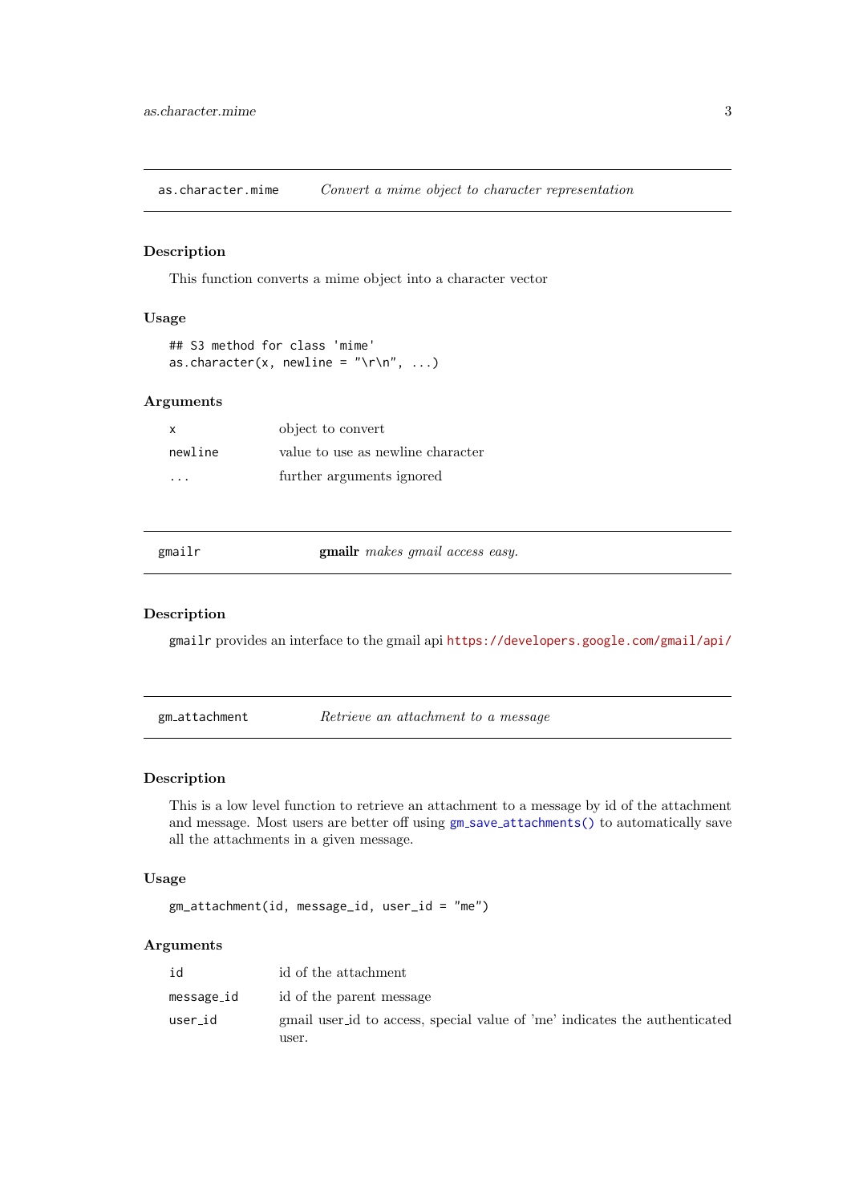## as.character.mime — *Convert a mime object to character representation*

### Description

This function converts a mime object into a character vector

### Usage

```
## S3 method for class 'mime'
as.character(x, newline = "\r\n", ...)
```

### Arguments

| | |
|---|---|
| `x` | object to convert |
| `newline` | value to use as newline character |
| `...` | further arguments ignored |

## gmailr — **gmailr** *makes gmail access easy.*

### Description

`gmailr` provides an interface to the gmail api https://developers.google.com/gmail/api/

## gm_attachment — *Retrieve an attachment to a message*

### Description

This is a low level function to retrieve an attachment to a message by id of the attachment and message. Most users are better off using `gm_save_attachments()` to automatically save all the attachments in a given message.

### Usage

```
gm_attachment(id, message_id, user_id = "me")
```

### Arguments

| | |
|---|---|
| `id` | id of the attachment |
| `message_id` | id of the parent message |
| `user_id` | gmail user_id to access, special value of 'me' indicates the authenticated user. |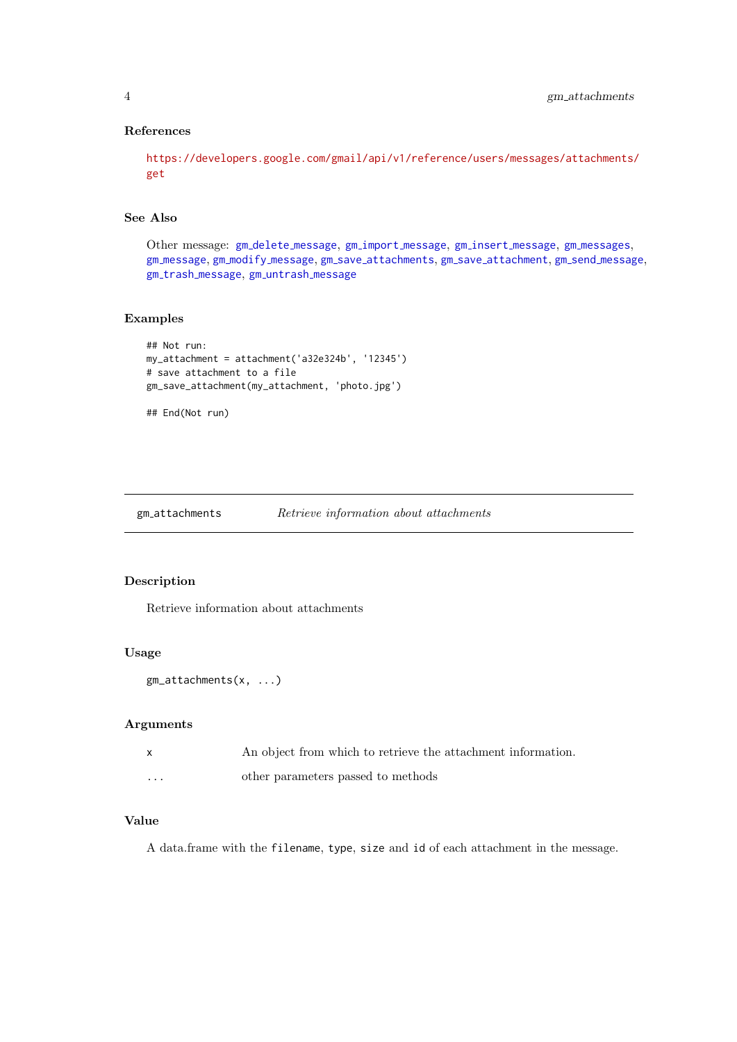### References

https://developers.google.com/gmail/api/v1/reference/users/messages/attachments/get

### See Also

Other message: `gm_delete_message`, `gm_import_message`, `gm_insert_message`, `gm_messages`, `gm_message`, `gm_modify_message`, `gm_save_attachments`, `gm_save_attachment`, `gm_send_message`, `gm_trash_message`, `gm_untrash_message`

### Examples

```
## Not run:
my_attachment = attachment('a32e324b', '12345')
# save attachment to a file
gm_save_attachment(my_attachment, 'photo.jpg')

## End(Not run)
```

---

## gm_attachments — *Retrieve information about attachments*

### Description

Retrieve information about attachments

### Usage

```
gm_attachments(x, ...)
```

### Arguments

| | |
|---|---|
| `x` | An object from which to retrieve the attachment information. |
| `...` | other parameters passed to methods |

### Value

A data.frame with the `filename`, `type`, `size` and `id` of each attachment in the message.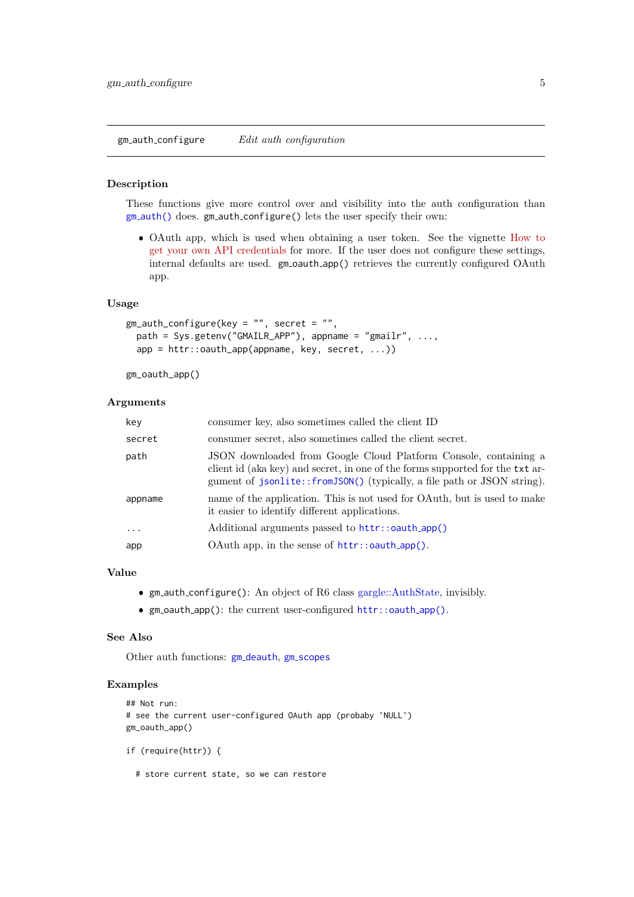## gm_auth_configure — *Edit auth configuration*

### Description

These functions give more control over and visibility into the auth configuration than `gm_auth()` does. `gm_auth_configure()` lets the user specify their own:

- OAuth app, which is used when obtaining a user token. See the vignette How to get your own API credentials for more. If the user does not configure these settings, internal defaults are used. `gm_oauth_app()` retrieves the currently configured OAuth app.

### Usage

```
gm_auth_configure(key = "", secret = "",
  path = Sys.getenv("GMAILR_APP"), appname = "gmailr", ...,
  app = httr::oauth_app(appname, key, secret, ...))

gm_oauth_app()
```

### Arguments

| | |
|---|---|
| `key` | consumer key, also sometimes called the client ID |
| `secret` | consumer secret, also sometimes called the client secret. |
| `path` | JSON downloaded from Google Cloud Platform Console, containing a client id (aka key) and secret, in one of the forms supported for the `txt` argument of `jsonlite::fromJSON()` (typically, a file path or JSON string). |
| `appname` | name of the application. This is not used for OAuth, but is used to make it easier to identify different applications. |
| `...` | Additional arguments passed to `httr::oauth_app()` |
| `app` | OAuth app, in the sense of `httr::oauth_app()`. |

### Value

- `gm_auth_configure()`: An object of R6 class gargle::AuthState, invisibly.
- `gm_oauth_app()`: the current user-configured `httr::oauth_app()`.

### See Also

Other auth functions: `gm_deauth`, `gm_scopes`

### Examples

```
## Not run:
# see the current user-configured OAuth app (probaby `NULL`)
gm_oauth_app()

if (require(httr)) {

  # store current state, so we can restore
```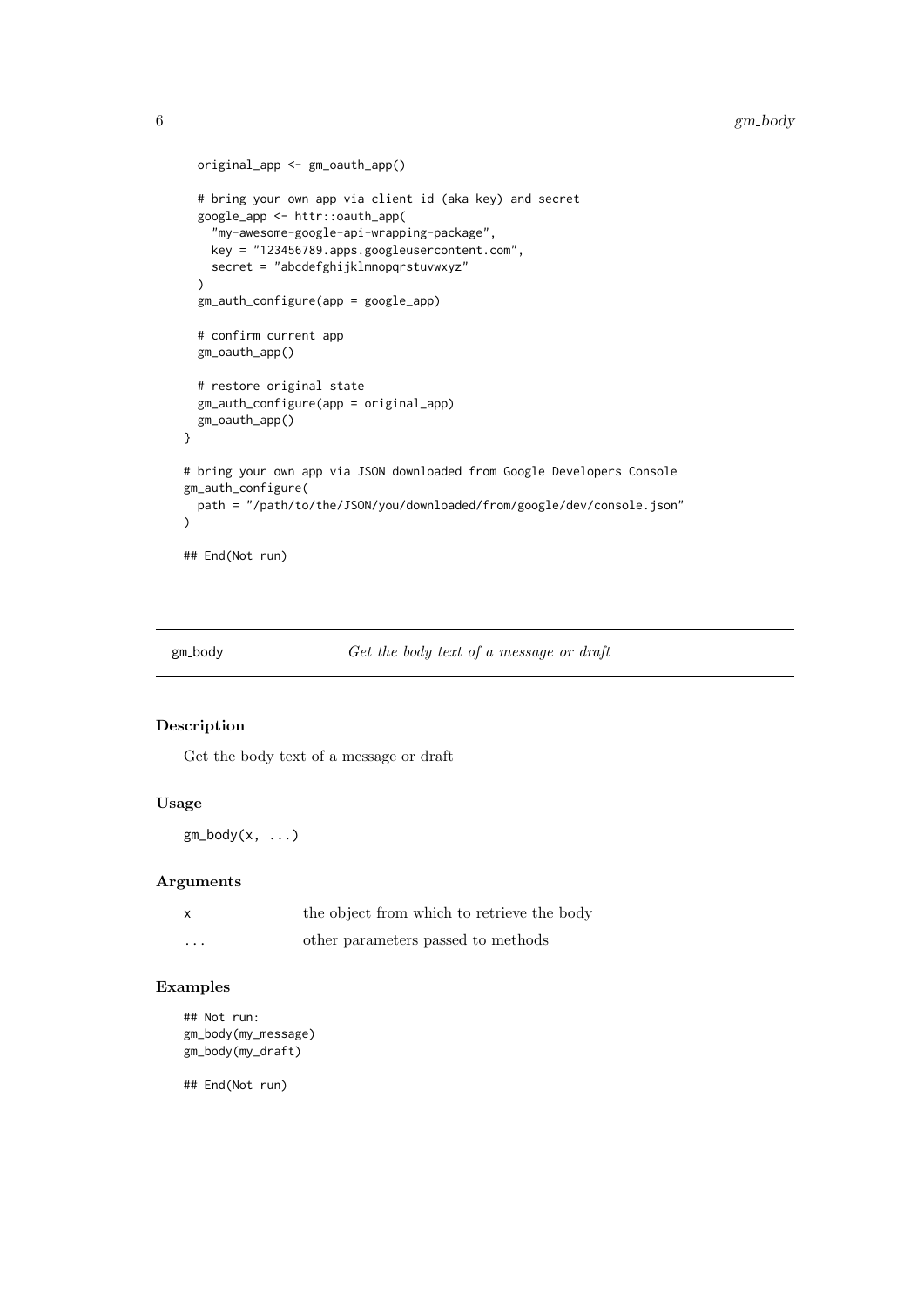```
  original_app <- gm_oauth_app()

  # bring your own app via client id (aka key) and secret
  google_app <- httr::oauth_app(
    "my-awesome-google-api-wrapping-package",
    key = "123456789.apps.googleusercontent.com",
    secret = "abcdefghijklmnopqrstuvwxyz"
  )
  gm_auth_configure(app = google_app)

  # confirm current app
  gm_oauth_app()

  # restore original state
  gm_auth_configure(app = original_app)
  gm_oauth_app()
}

# bring your own app via JSON downloaded from Google Developers Console
gm_auth_configure(
  path = "/path/to/the/JSON/you/downloaded/from/google/dev/console.json"
)

## End(Not run)
```

---

## gm_body — *Get the body text of a message or draft*

### Description

Get the body text of a message or draft

### Usage

```
gm_body(x, ...)
```

### Arguments

| | |
|---|---|
| x | the object from which to retrieve the body |
| ... | other parameters passed to methods |

### Examples

```
## Not run:
gm_body(my_message)
gm_body(my_draft)

## End(Not run)
```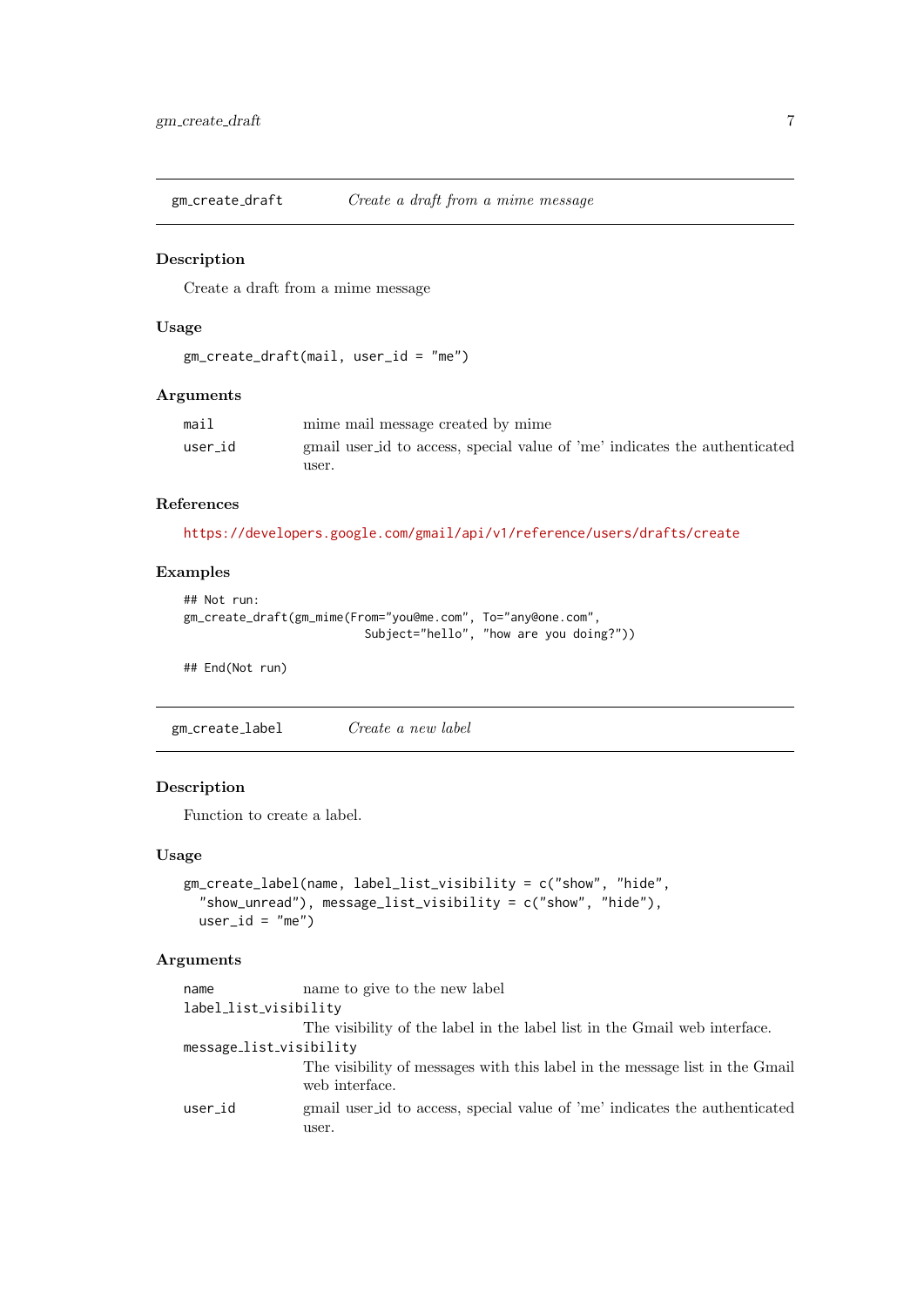## gm_create_draft — *Create a draft from a mime message*

### Description

Create a draft from a mime message

### Usage

```
gm_create_draft(mail, user_id = "me")
```

### Arguments

| | |
|---|---|
| `mail` | mime mail message created by mime |
| `user_id` | gmail user_id to access, special value of 'me' indicates the authenticated user. |

### References

https://developers.google.com/gmail/api/v1/reference/users/drafts/create

### Examples

```
## Not run:
gm_create_draft(gm_mime(From="you@me.com", To="any@one.com",
                        Subject="hello", "how are you doing?"))

## End(Not run)
```

## gm_create_label — *Create a new label*

### Description

Function to create a label.

### Usage

```
gm_create_label(name, label_list_visibility = c("show", "hide",
  "show_unread"), message_list_visibility = c("show", "hide"),
  user_id = "me")
```

### Arguments

| | |
|---|---|
| `name` | name to give to the new label |
| `label_list_visibility` | The visibility of the label in the label list in the Gmail web interface. |
| `message_list_visibility` | The visibility of messages with this label in the message list in the Gmail web interface. |
| `user_id` | gmail user_id to access, special value of 'me' indicates the authenticated user. |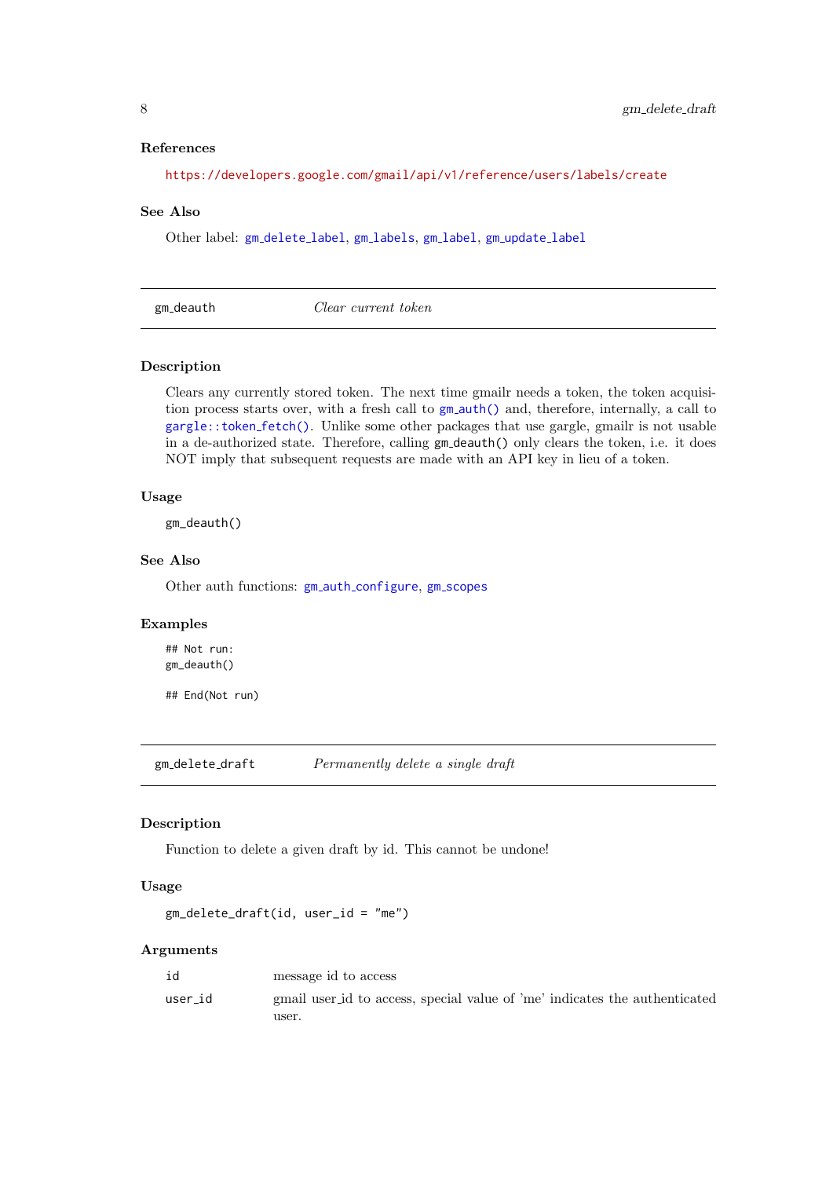### References

https://developers.google.com/gmail/api/v1/reference/users/labels/create

### See Also

Other label: `gm_delete_label`, `gm_labels`, `gm_label`, `gm_update_label`

---

## gm_deauth — *Clear current token*

### Description

Clears any currently stored token. The next time gmailr needs a token, the token acquisition process starts over, with a fresh call to `gm_auth()` and, therefore, internally, a call to `gargle::token_fetch()`. Unlike some other packages that use gargle, gmailr is not usable in a de-authorized state. Therefore, calling `gm_deauth()` only clears the token, i.e. it does NOT imply that subsequent requests are made with an API key in lieu of a token.

### Usage

```
gm_deauth()
```

### See Also

Other auth functions: `gm_auth_configure`, `gm_scopes`

### Examples

```
## Not run:
gm_deauth()

## End(Not run)
```

---

## gm_delete_draft — *Permanently delete a single draft*

### Description

Function to delete a given draft by id. This cannot be undone!

### Usage

```
gm_delete_draft(id, user_id = "me")
```

### Arguments

| | |
|---|---|
| `id` | message id to access |
| `user_id` | gmail user_id to access, special value of 'me' indicates the authenticated user. |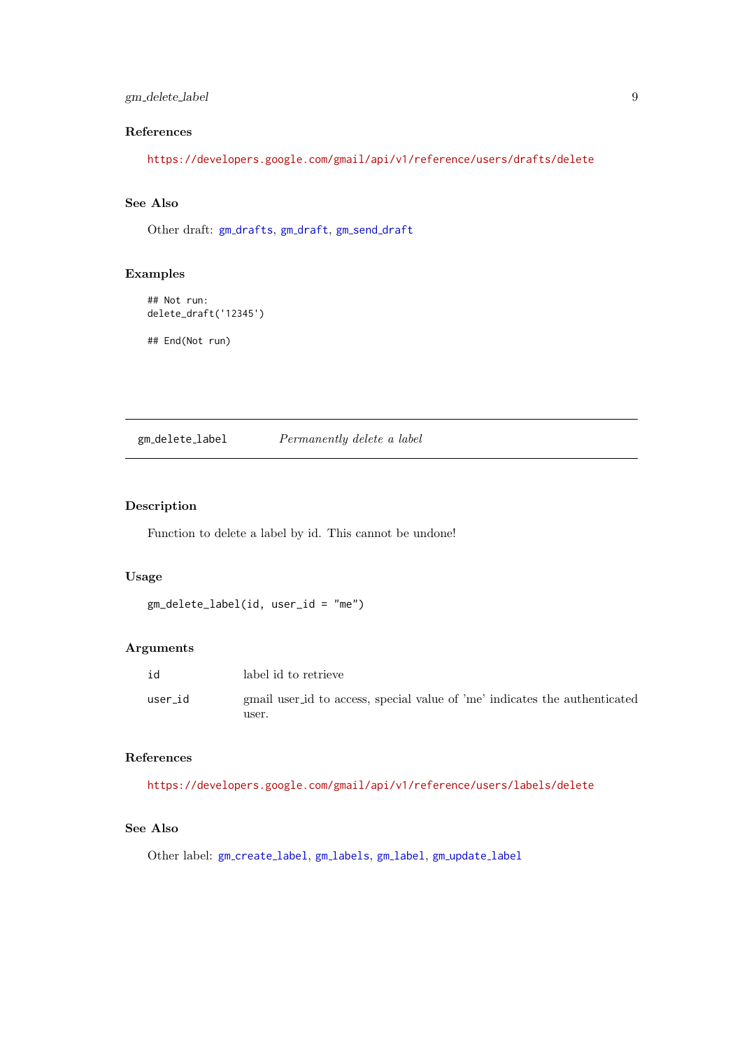### References

https://developers.google.com/gmail/api/v1/reference/users/drafts/delete

### See Also

Other draft: `gm_drafts`, `gm_draft`, `gm_send_draft`

### Examples

```
## Not run:
delete_draft('12345')

## End(Not run)
```

---

## gm_delete_label — *Permanently delete a label*

---

### Description

Function to delete a label by id. This cannot be undone!

### Usage

```
gm_delete_label(id, user_id = "me")
```

### Arguments

| | |
|---|---|
| id | label id to retrieve |
| user_id | gmail user_id to access, special value of 'me' indicates the authenticated user. |

### References

https://developers.google.com/gmail/api/v1/reference/users/labels/delete

### See Also

Other label: `gm_create_label`, `gm_labels`, `gm_label`, `gm_update_label`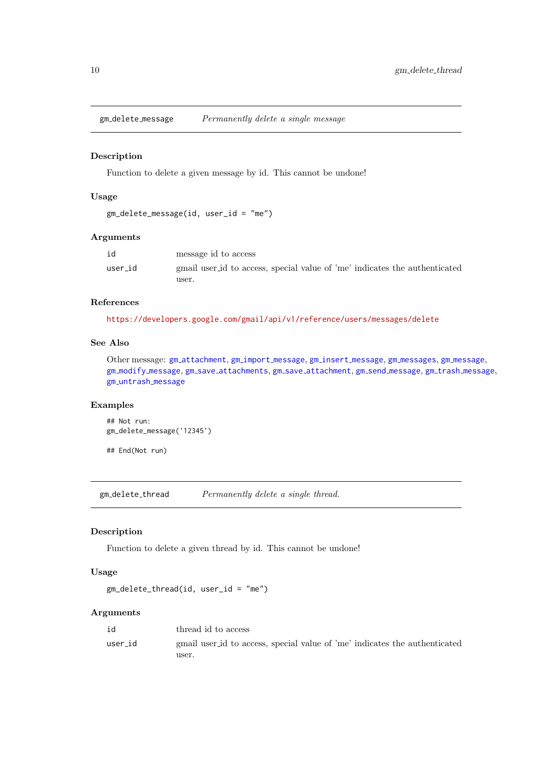## gm_delete_message *Permanently delete a single message*

### Description

Function to delete a given message by id. This cannot be undone!

### Usage

```
gm_delete_message(id, user_id = "me")
```

### Arguments

| | |
|---|---|
| id | message id to access |
| user_id | gmail user_id to access, special value of 'me' indicates the authenticated user. |

### References

https://developers.google.com/gmail/api/v1/reference/users/messages/delete

### See Also

Other message: gm_attachment, gm_import_message, gm_insert_message, gm_messages, gm_message, gm_modify_message, gm_save_attachments, gm_save_attachment, gm_send_message, gm_trash_message, gm_untrash_message

### Examples

```
## Not run:
gm_delete_message('12345')

## End(Not run)
```

## gm_delete_thread *Permanently delete a single thread.*

### Description

Function to delete a given thread by id. This cannot be undone!

### Usage

```
gm_delete_thread(id, user_id = "me")
```

### Arguments

| | |
|---|---|
| id | thread id to access |
| user_id | gmail user_id to access, special value of 'me' indicates the authenticated user. |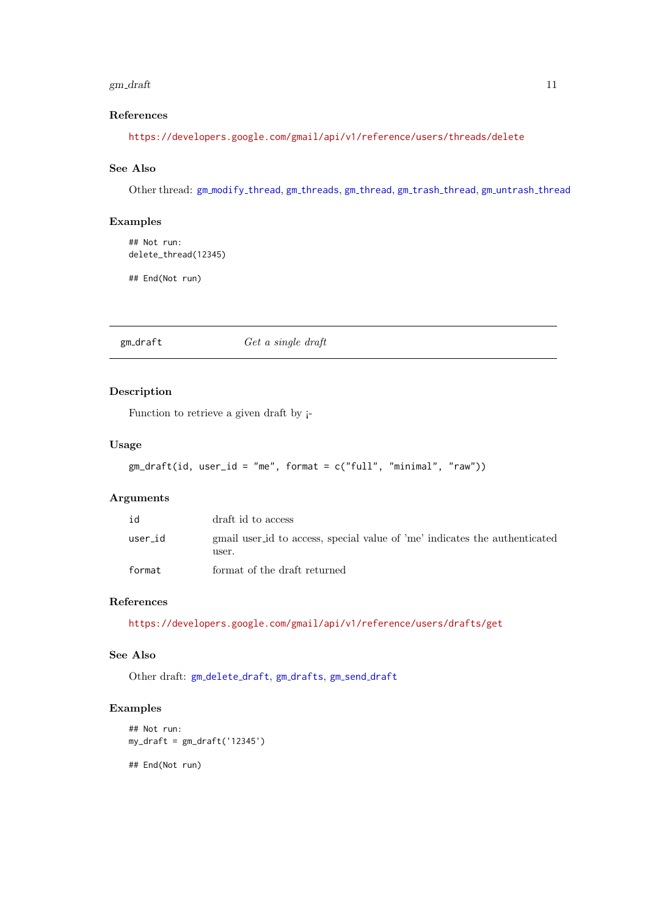### References

https://developers.google.com/gmail/api/v1/reference/users/threads/delete

### See Also

Other thread: gm_modify_thread, gm_threads, gm_thread, gm_trash_thread, gm_untrash_thread

### Examples

```
## Not run:
delete_thread(12345)

## End(Not run)
```

---

## gm_draft — *Get a single draft*

---

### Description

Function to retrieve a given draft by ¡-

### Usage

```
gm_draft(id, user_id = "me", format = c("full", "minimal", "raw"))
```

### Arguments

| | |
|---|---|
| `id` | draft id to access |
| `user_id` | gmail user_id to access, special value of 'me' indicates the authenticated user. |
| `format` | format of the draft returned |

### References

https://developers.google.com/gmail/api/v1/reference/users/drafts/get

### See Also

Other draft: gm_delete_draft, gm_drafts, gm_send_draft

### Examples

```
## Not run:
my_draft = gm_draft('12345')

## End(Not run)
```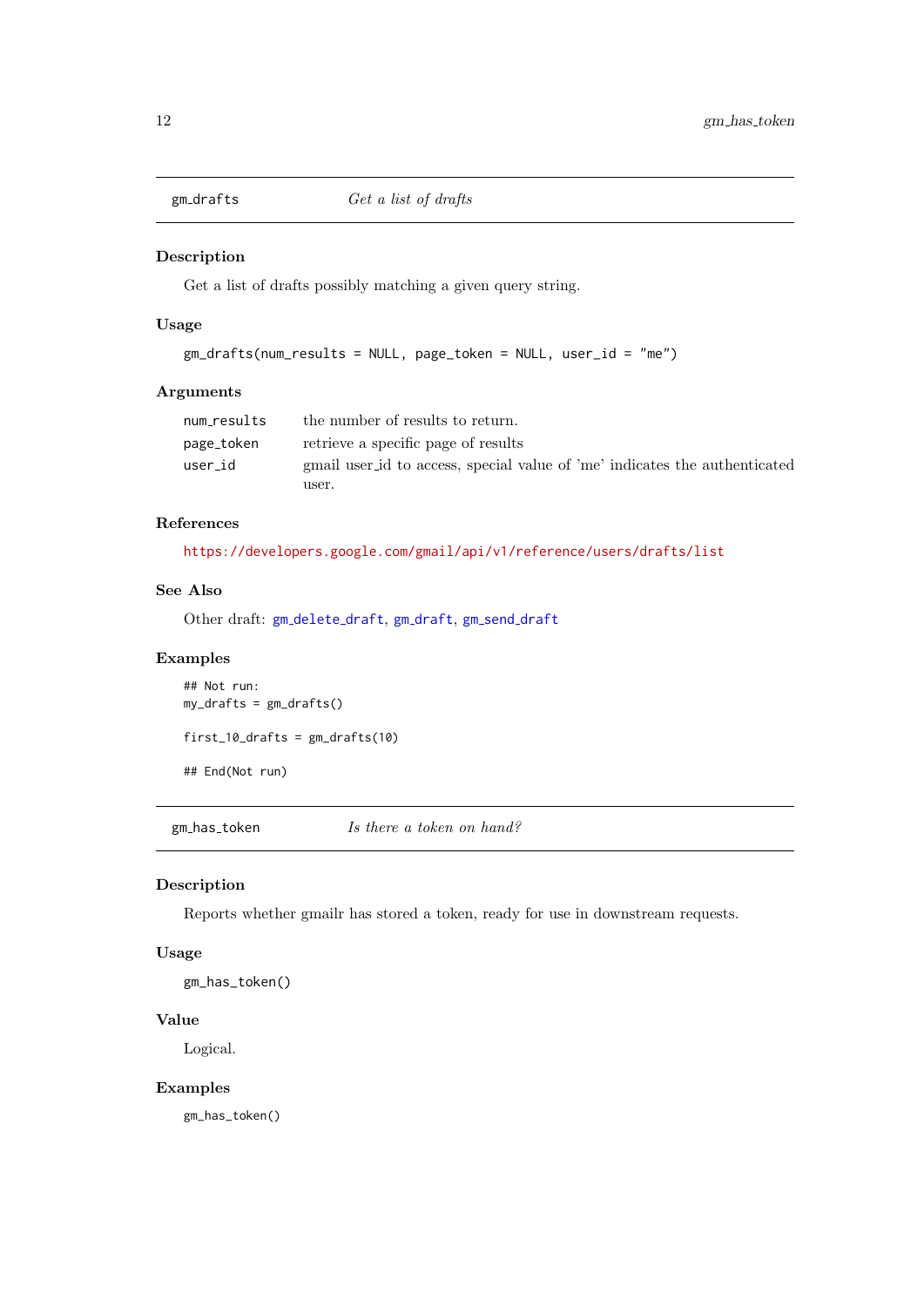## gm_drafts — *Get a list of drafts*

### Description

Get a list of drafts possibly matching a given query string.

### Usage

```
gm_drafts(num_results = NULL, page_token = NULL, user_id = "me")
```

### Arguments

| | |
|---|---|
| num_results | the number of results to return. |
| page_token | retrieve a specific page of results |
| user_id | gmail user_id to access, special value of 'me' indicates the authenticated user. |

### References

https://developers.google.com/gmail/api/v1/reference/users/drafts/list

### See Also

Other draft: gm_delete_draft, gm_draft, gm_send_draft

### Examples

```
## Not run:
my_drafts = gm_drafts()

first_10_drafts = gm_drafts(10)

## End(Not run)
```

## gm_has_token — *Is there a token on hand?*

### Description

Reports whether gmailr has stored a token, ready for use in downstream requests.

### Usage

```
gm_has_token()
```

### Value

Logical.

### Examples

```
gm_has_token()
```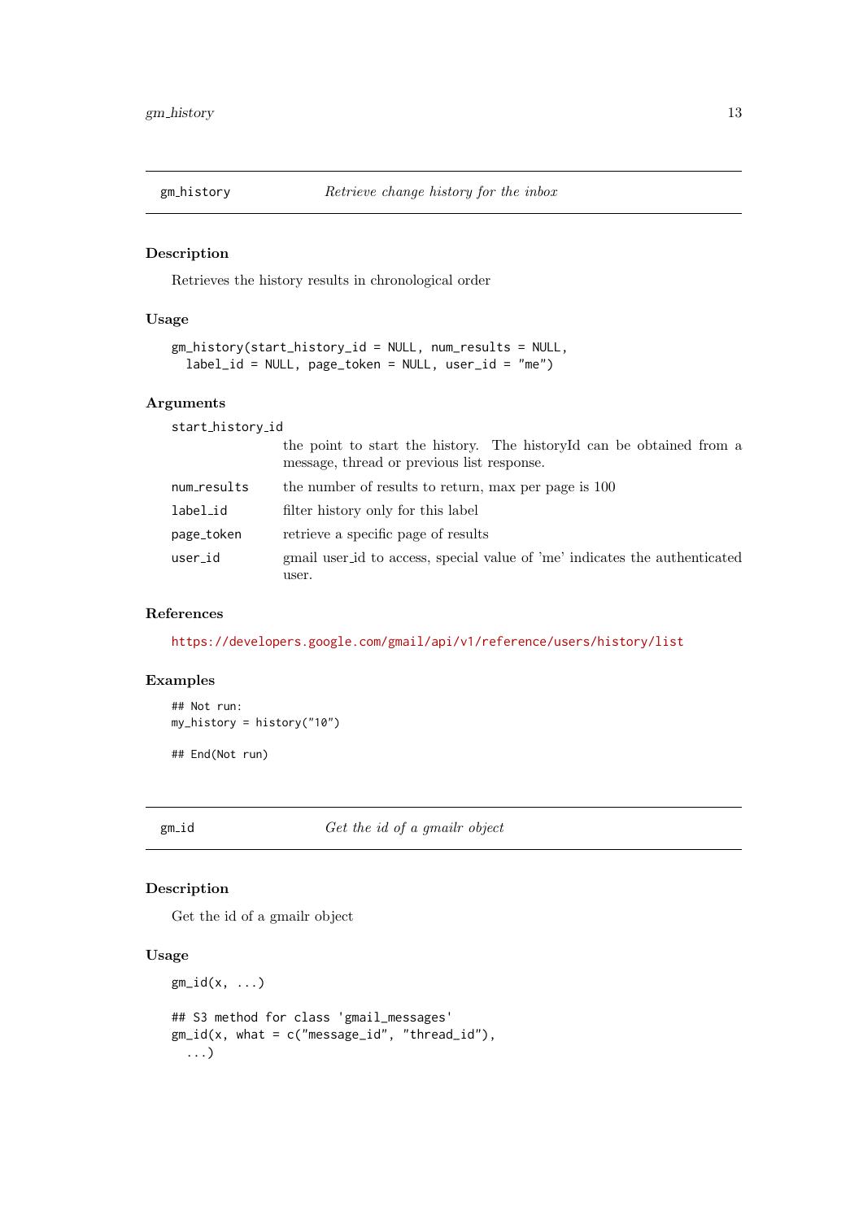## gm_history — *Retrieve change history for the inbox*

### Description

Retrieves the history results in chronological order

### Usage

```
gm_history(start_history_id = NULL, num_results = NULL,
  label_id = NULL, page_token = NULL, user_id = "me")
```

### Arguments

| | |
|---|---|
| `start_history_id` | the point to start the history. The historyId can be obtained from a message, thread or previous list response. |
| `num_results` | the number of results to return, max per page is 100 |
| `label_id` | filter history only for this label |
| `page_token` | retrieve a specific page of results |
| `user_id` | gmail user_id to access, special value of 'me' indicates the authenticated user. |

### References

https://developers.google.com/gmail/api/v1/reference/users/history/list

### Examples

```
## Not run:
my_history = history("10")

## End(Not run)
```

## gm_id — *Get the id of a gmailr object*

### Description

Get the id of a gmailr object

### Usage

```
gm_id(x, ...)

## S3 method for class 'gmail_messages'
gm_id(x, what = c("message_id", "thread_id"),
  ...)
```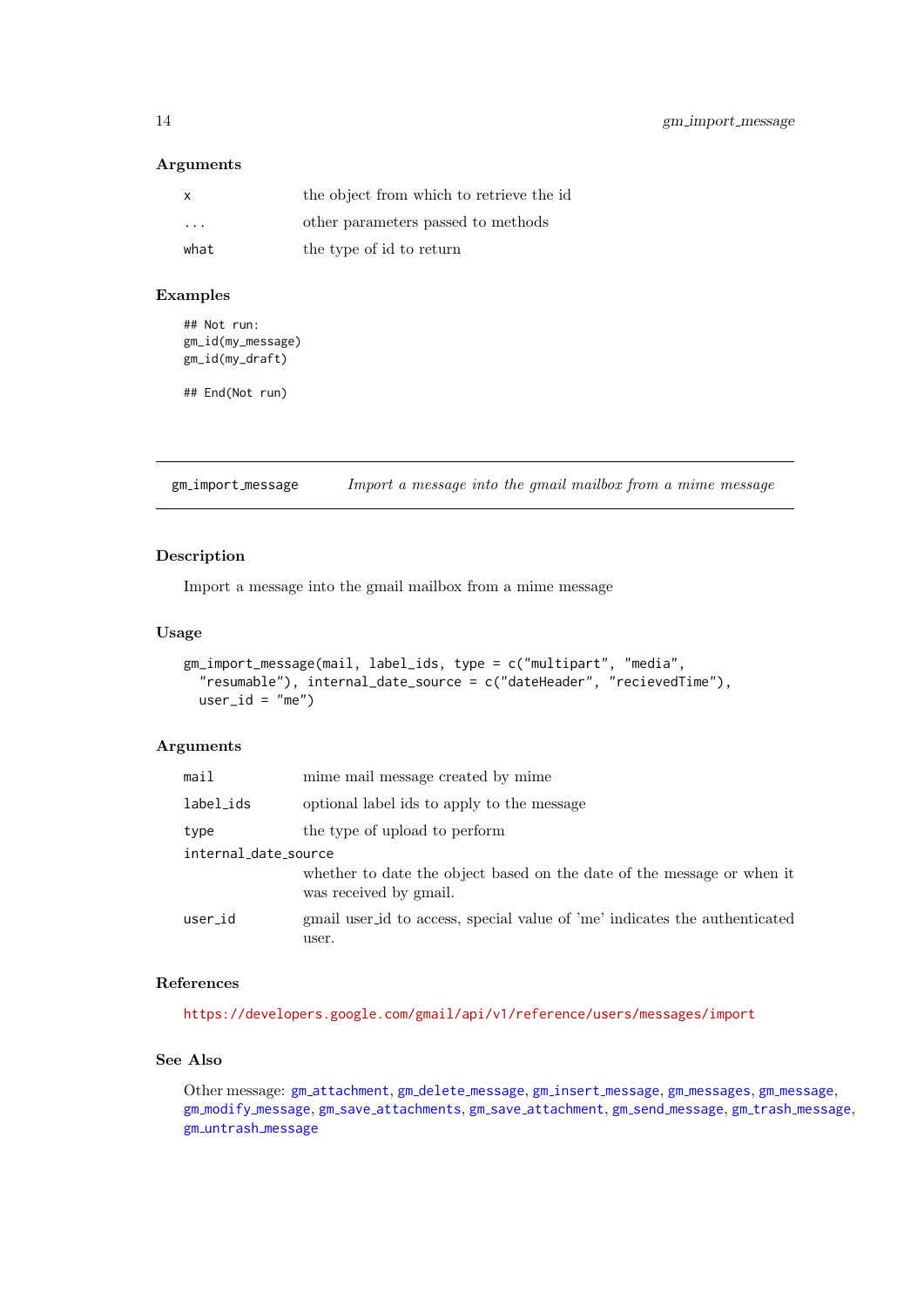### Arguments

| | |
|---|---|
| x | the object from which to retrieve the id |
| ... | other parameters passed to methods |
| what | the type of id to return |

### Examples

```
## Not run:
gm_id(my_message)
gm_id(my_draft)

## End(Not run)
```

---

## gm_import_message — *Import a message into the gmail mailbox from a mime message*

### Description

Import a message into the gmail mailbox from a mime message

### Usage

```
gm_import_message(mail, label_ids, type = c("multipart", "media",
  "resumable"), internal_date_source = c("dateHeader", "recievedTime"),
  user_id = "me")
```

### Arguments

| | |
|---|---|
| mail | mime mail message created by mime |
| label_ids | optional label ids to apply to the message |
| type | the type of upload to perform |
| internal_date_source | whether to date the object based on the date of the message or when it was received by gmail. |
| user_id | gmail user_id to access, special value of 'me' indicates the authenticated user. |

### References

https://developers.google.com/gmail/api/v1/reference/users/messages/import

### See Also

Other message: gm_attachment, gm_delete_message, gm_insert_message, gm_messages, gm_message, gm_modify_message, gm_save_attachments, gm_save_attachment, gm_send_message, gm_trash_message, gm_untrash_message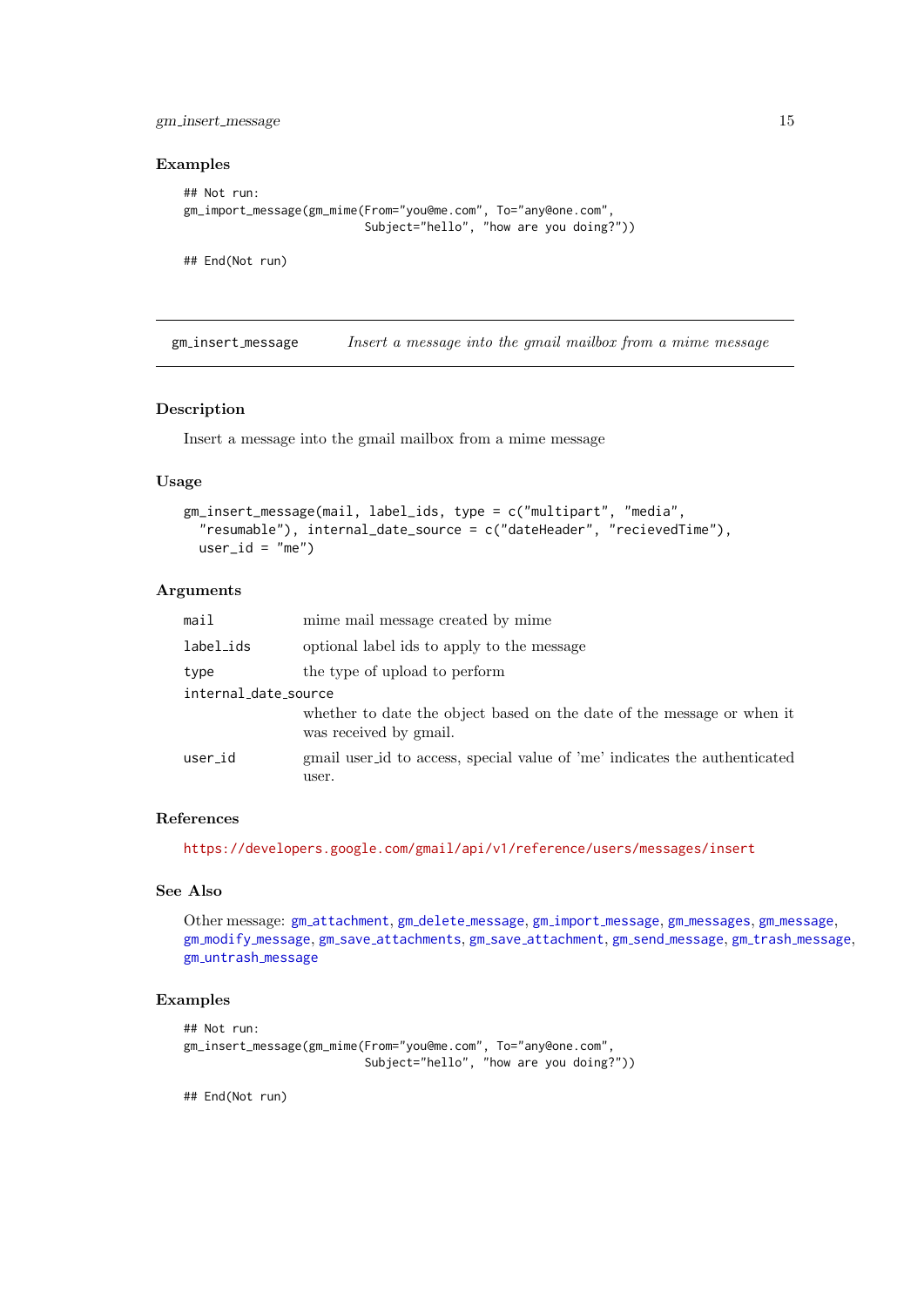### Examples

```
## Not run:
gm_import_message(gm_mime(From="you@me.com", To="any@one.com",
                          Subject="hello", "how are you doing?"))

## End(Not run)
```

---

## gm_insert_message — *Insert a message into the gmail mailbox from a mime message*

---

### Description

Insert a message into the gmail mailbox from a mime message

### Usage

```
gm_insert_message(mail, label_ids, type = c("multipart", "media",
  "resumable"), internal_date_source = c("dateHeader", "recievedTime"),
  user_id = "me")
```

### Arguments

| | |
|---|---|
| `mail` | mime mail message created by mime |
| `label_ids` | optional label ids to apply to the message |
| `type` | the type of upload to perform |
| `internal_date_source` | whether to date the object based on the date of the message or when it was received by gmail. |
| `user_id` | gmail user_id to access, special value of 'me' indicates the authenticated user. |

### References

https://developers.google.com/gmail/api/v1/reference/users/messages/insert

### See Also

Other message: `gm_attachment`, `gm_delete_message`, `gm_import_message`, `gm_messages`, `gm_message`, `gm_modify_message`, `gm_save_attachments`, `gm_save_attachment`, `gm_send_message`, `gm_trash_message`, `gm_untrash_message`

### Examples

```
## Not run:
gm_insert_message(gm_mime(From="you@me.com", To="any@one.com",
                          Subject="hello", "how are you doing?"))

## End(Not run)
```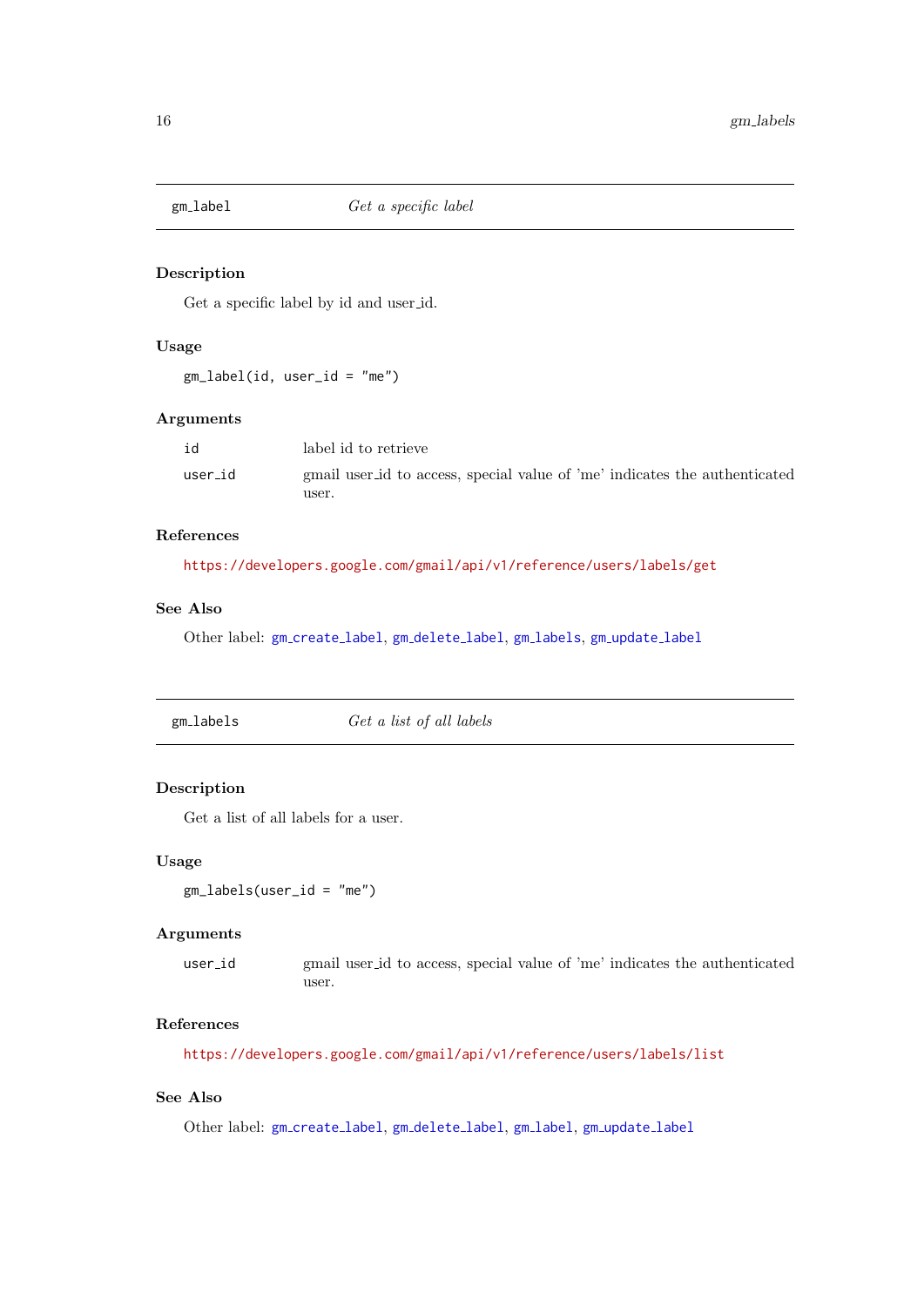## gm_label — *Get a specific label*

### Description

Get a specific label by id and user_id.

### Usage

```
gm_label(id, user_id = "me")
```

### Arguments

| | |
|---|---|
| `id` | label id to retrieve |
| `user_id` | gmail user_id to access, special value of 'me' indicates the authenticated user. |

### References

https://developers.google.com/gmail/api/v1/reference/users/labels/get

### See Also

Other label: `gm_create_label`, `gm_delete_label`, `gm_labels`, `gm_update_label`

## gm_labels — *Get a list of all labels*

### Description

Get a list of all labels for a user.

### Usage

```
gm_labels(user_id = "me")
```

### Arguments

| | |
|---|---|
| `user_id` | gmail user_id to access, special value of 'me' indicates the authenticated user. |

### References

https://developers.google.com/gmail/api/v1/reference/users/labels/list

### See Also

Other label: `gm_create_label`, `gm_delete_label`, `gm_label`, `gm_update_label`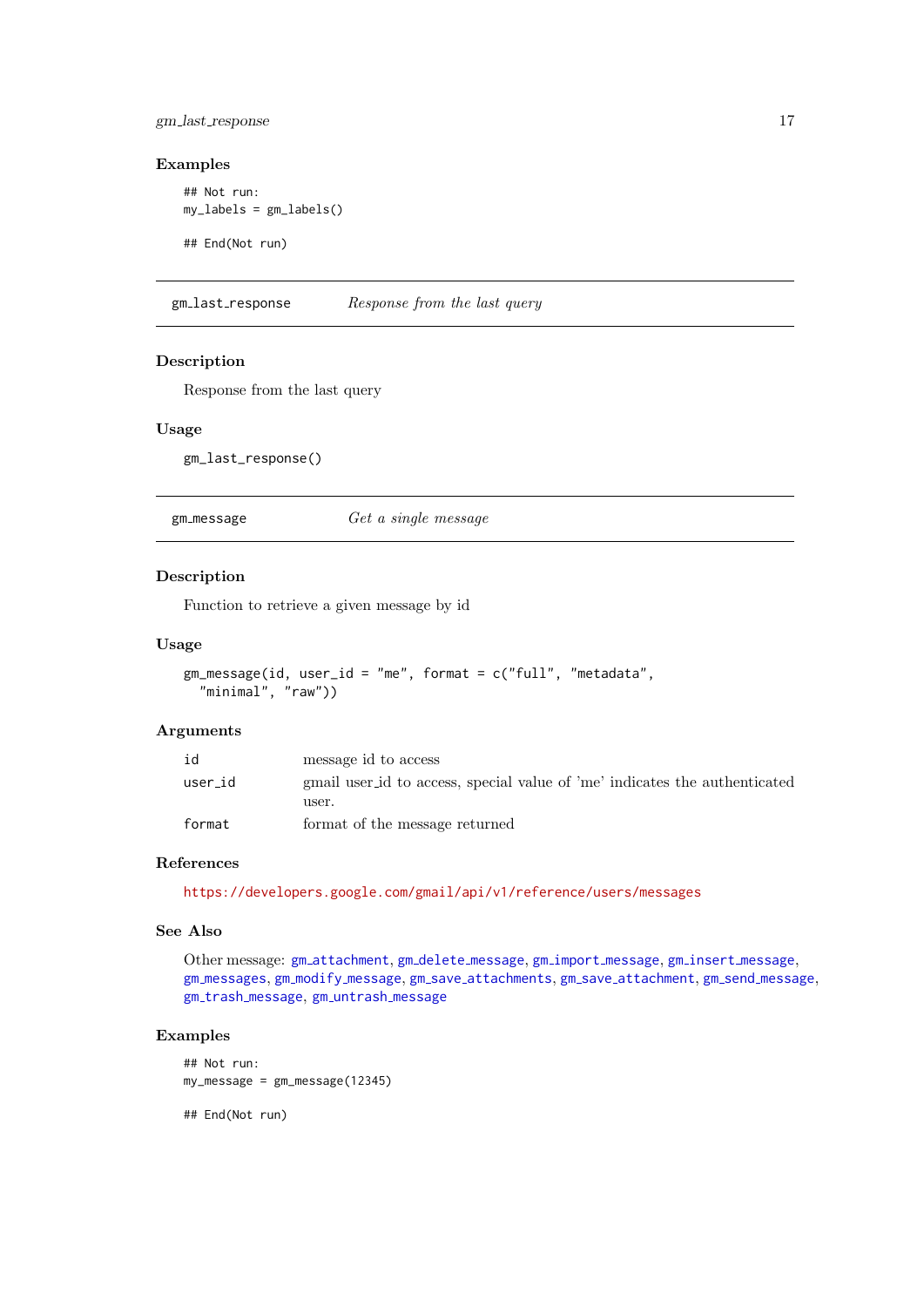### Examples

```
## Not run:
my_labels = gm_labels()

## End(Not run)
```

---

## gm_last_response — *Response from the last query*

### Description

Response from the last query

### Usage

```
gm_last_response()
```

---

## gm_message — *Get a single message*

### Description

Function to retrieve a given message by id

### Usage

```
gm_message(id, user_id = "me", format = c("full", "metadata",
  "minimal", "raw"))
```

### Arguments

| | |
|---|---|
| id | message id to access |
| user_id | gmail user_id to access, special value of 'me' indicates the authenticated user. |
| format | format of the message returned |

### References

https://developers.google.com/gmail/api/v1/reference/users/messages

### See Also

Other message: gm_attachment, gm_delete_message, gm_import_message, gm_insert_message, gm_messages, gm_modify_message, gm_save_attachments, gm_save_attachment, gm_send_message, gm_trash_message, gm_untrash_message

### Examples

```
## Not run:
my_message = gm_message(12345)

## End(Not run)
```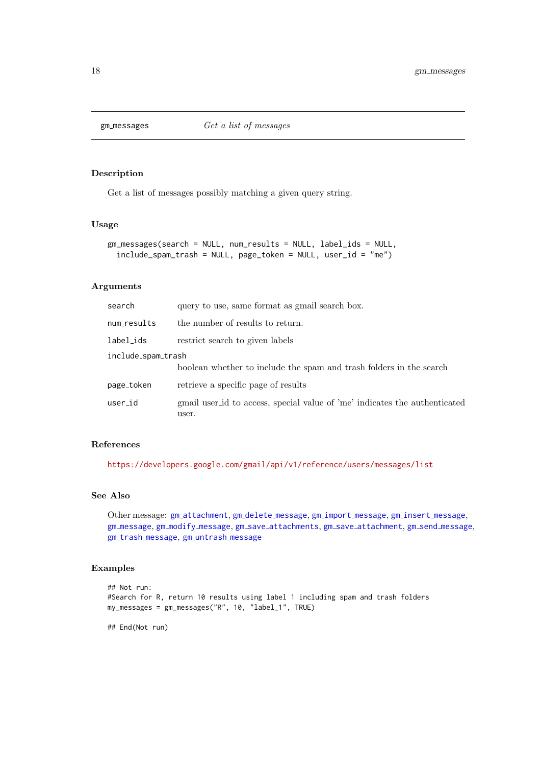## gm_messages — *Get a list of messages*

### Description

Get a list of messages possibly matching a given query string.

### Usage

```
gm_messages(search = NULL, num_results = NULL, label_ids = NULL,
  include_spam_trash = NULL, page_token = NULL, user_id = "me")
```

### Arguments

| Argument | Description |
|---|---|
| `search` | query to use, same format as gmail search box. |
| `num_results` | the number of results to return. |
| `label_ids` | restrict search to given labels |
| `include_spam_trash` | boolean whether to include the spam and trash folders in the search |
| `page_token` | retrieve a specific page of results |
| `user_id` | gmail user_id to access, special value of 'me' indicates the authenticated user. |

### References

https://developers.google.com/gmail/api/v1/reference/users/messages/list

### See Also

Other message: gm_attachment, gm_delete_message, gm_import_message, gm_insert_message, gm_message, gm_modify_message, gm_save_attachments, gm_save_attachment, gm_send_message, gm_trash_message, gm_untrash_message

### Examples

```
## Not run:
#Search for R, return 10 results using label 1 including spam and trash folders
my_messages = gm_messages("R", 10, "label_1", TRUE)

## End(Not run)
```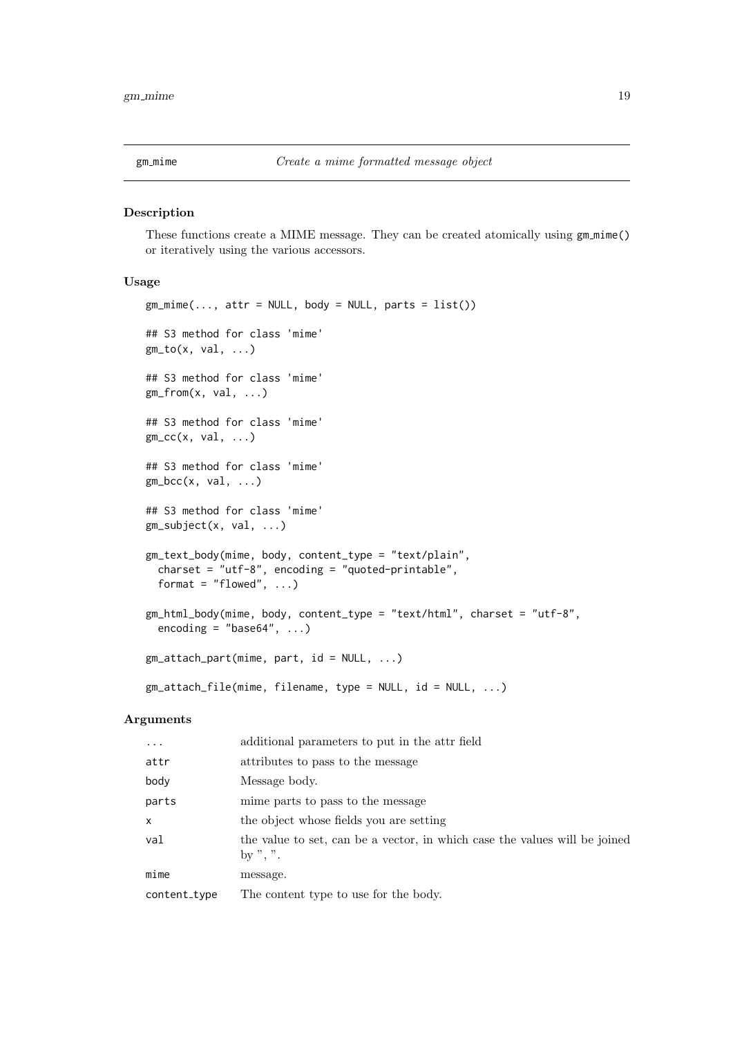## gm_mime — *Create a mime formatted message object*

### Description

These functions create a MIME message. They can be created atomically using `gm_mime()` or iteratively using the various accessors.

### Usage

```
gm_mime(..., attr = NULL, body = NULL, parts = list())

## S3 method for class 'mime'
gm_to(x, val, ...)

## S3 method for class 'mime'
gm_from(x, val, ...)

## S3 method for class 'mime'
gm_cc(x, val, ...)

## S3 method for class 'mime'
gm_bcc(x, val, ...)

## S3 method for class 'mime'
gm_subject(x, val, ...)

gm_text_body(mime, body, content_type = "text/plain",
  charset = "utf-8", encoding = "quoted-printable",
  format = "flowed", ...)

gm_html_body(mime, body, content_type = "text/html", charset = "utf-8",
  encoding = "base64", ...)

gm_attach_part(mime, part, id = NULL, ...)

gm_attach_file(mime, filename, type = NULL, id = NULL, ...)
```

### Arguments

| | |
|---|---|
| `...` | additional parameters to put in the attr field |
| `attr` | attributes to pass to the message |
| `body` | Message body. |
| `parts` | mime parts to pass to the message |
| `x` | the object whose fields you are setting |
| `val` | the value to set, can be a vector, in which case the values will be joined by ", ". |
| `mime` | message. |
| `content_type` | The content type to use for the body. |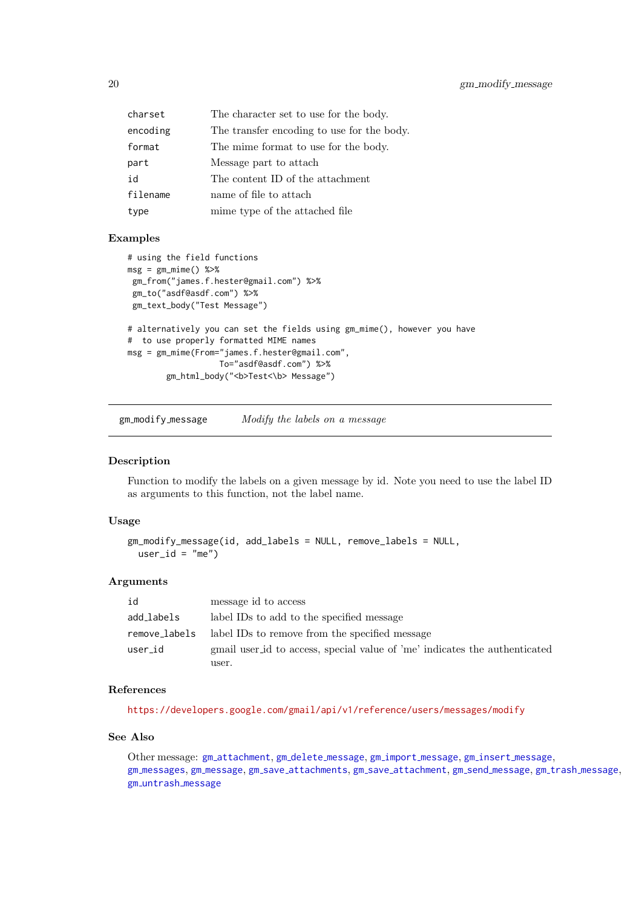| | |
|---|---|
| charset | The character set to use for the body. |
| encoding | The transfer encoding to use for the body. |
| format | The mime format to use for the body. |
| part | Message part to attach |
| id | The content ID of the attachment |
| filename | name of file to attach |
| type | mime type of the attached file |

### Examples

```
# using the field functions
msg = gm_mime() %>%
 gm_from("james.f.hester@gmail.com") %>%
 gm_to("asdf@asdf.com") %>%
 gm_text_body("Test Message")

# alternatively you can set the fields using gm_mime(), however you have
#  to use properly formatted MIME names
msg = gm_mime(From="james.f.hester@gmail.com",
                   To="asdf@asdf.com") %>%
        gm_html_body("<b>Test<\b> Message")
```

---

## gm_modify_message    *Modify the labels on a message*

---

### Description

Function to modify the labels on a given message by id. Note you need to use the label ID as arguments to this function, not the label name.

### Usage

```
gm_modify_message(id, add_labels = NULL, remove_labels = NULL,
  user_id = "me")
```

### Arguments

| | |
|---|---|
| id | message id to access |
| add_labels | label IDs to add to the specified message |
| remove_labels | label IDs to remove from the specified message |
| user_id | gmail user_id to access, special value of 'me' indicates the authenticated user. |

### References

https://developers.google.com/gmail/api/v1/reference/users/messages/modify

### See Also

Other message: gm_attachment, gm_delete_message, gm_import_message, gm_insert_message, gm_messages, gm_message, gm_save_attachments, gm_save_attachment, gm_send_message, gm_trash_message, gm_untrash_message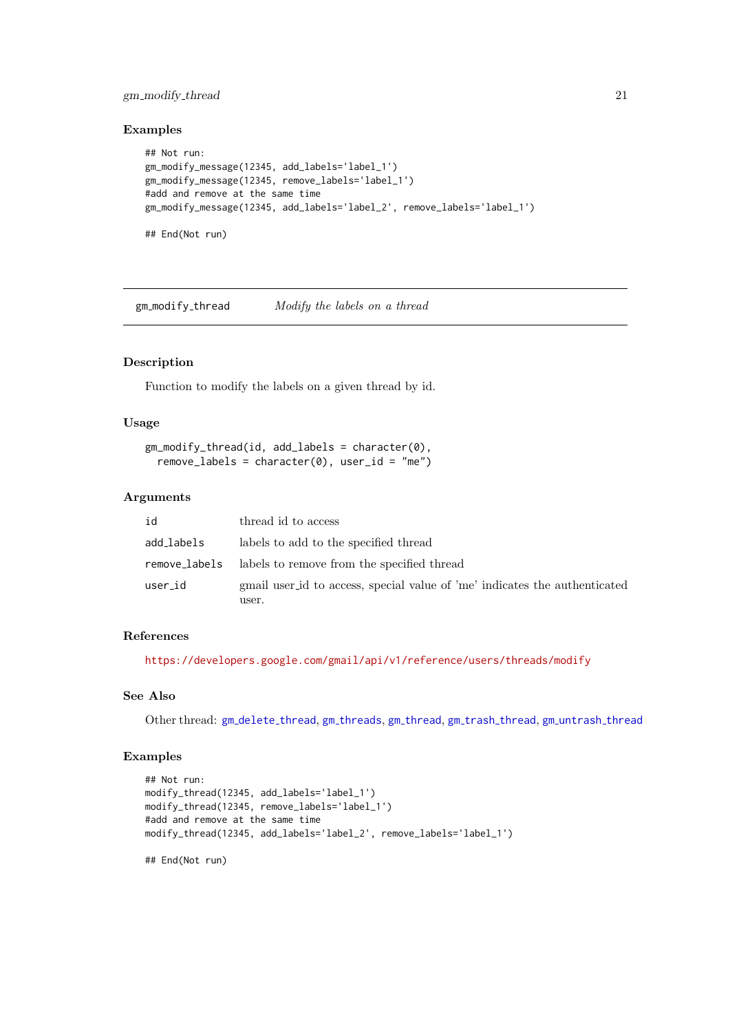### Examples

```
## Not run:
gm_modify_message(12345, add_labels='label_1')
gm_modify_message(12345, remove_labels='label_1')
#add and remove at the same time
gm_modify_message(12345, add_labels='label_2', remove_labels='label_1')

## End(Not run)
```

---

## gm_modify_thread &emsp; *Modify the labels on a thread*

---

### Description

Function to modify the labels on a given thread by id.

### Usage

```
gm_modify_thread(id, add_labels = character(0),
  remove_labels = character(0), user_id = "me")
```

### Arguments

| | |
|---|---|
| id | thread id to access |
| add_labels | labels to add to the specified thread |
| remove_labels | labels to remove from the specified thread |
| user_id | gmail user_id to access, special value of 'me' indicates the authenticated user. |

### References

https://developers.google.com/gmail/api/v1/reference/users/threads/modify

### See Also

Other thread: gm_delete_thread, gm_threads, gm_thread, gm_trash_thread, gm_untrash_thread

### Examples

```
## Not run:
modify_thread(12345, add_labels='label_1')
modify_thread(12345, remove_labels='label_1')
#add and remove at the same time
modify_thread(12345, add_labels='label_2', remove_labels='label_1')

## End(Not run)
```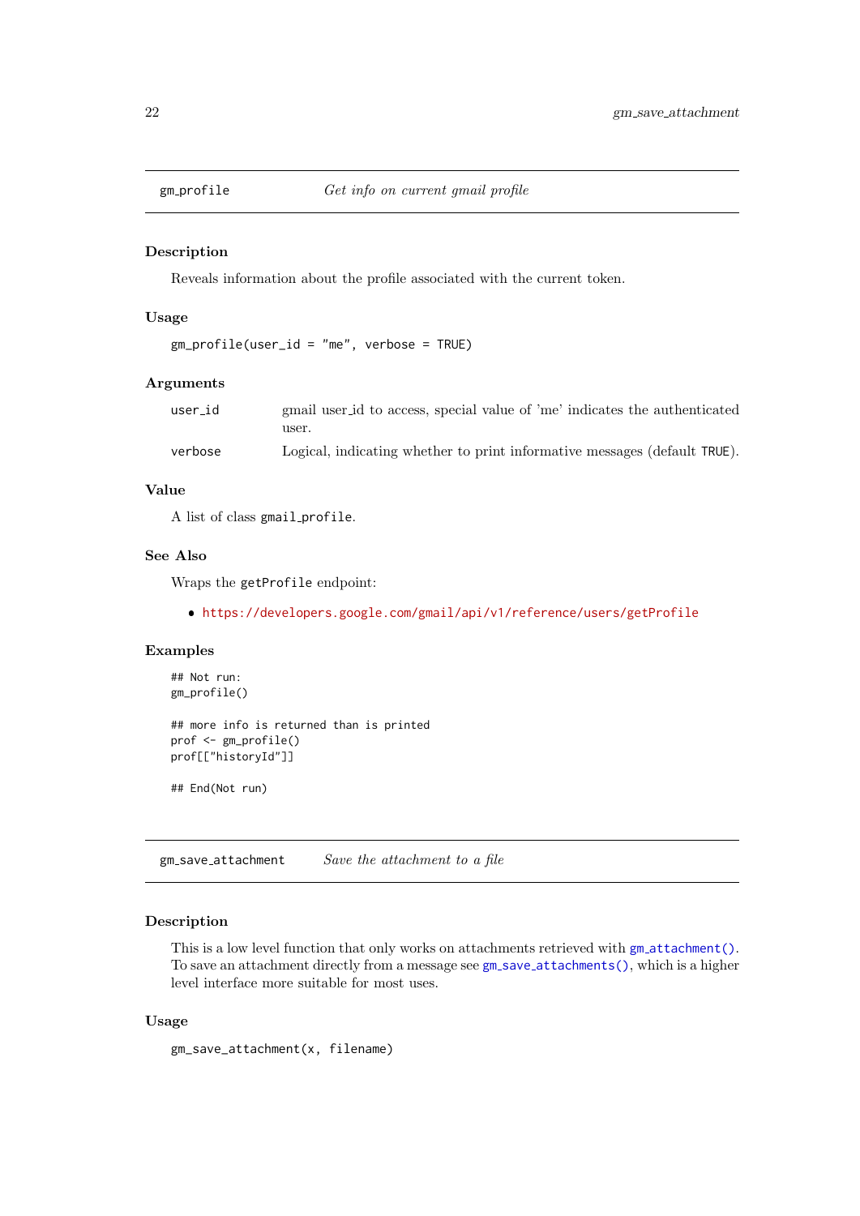## gm_profile — *Get info on current gmail profile*

### Description

Reveals information about the profile associated with the current token.

### Usage

```
gm_profile(user_id = "me", verbose = TRUE)
```

### Arguments

| | |
|---|---|
| `user_id` | gmail user_id to access, special value of 'me' indicates the authenticated user. |
| `verbose` | Logical, indicating whether to print informative messages (default `TRUE`). |

### Value

A list of class `gmail_profile`.

### See Also

Wraps the `getProfile` endpoint:

- https://developers.google.com/gmail/api/v1/reference/users/getProfile

### Examples

```
## Not run:
gm_profile()

## more info is returned than is printed
prof <- gm_profile()
prof[["historyId"]]

## End(Not run)
```

## gm_save_attachment — *Save the attachment to a file*

### Description

This is a low level function that only works on attachments retrieved with `gm_attachment()`. To save an attachment directly from a message see `gm_save_attachments()`, which is a higher level interface more suitable for most uses.

### Usage

```
gm_save_attachment(x, filename)
```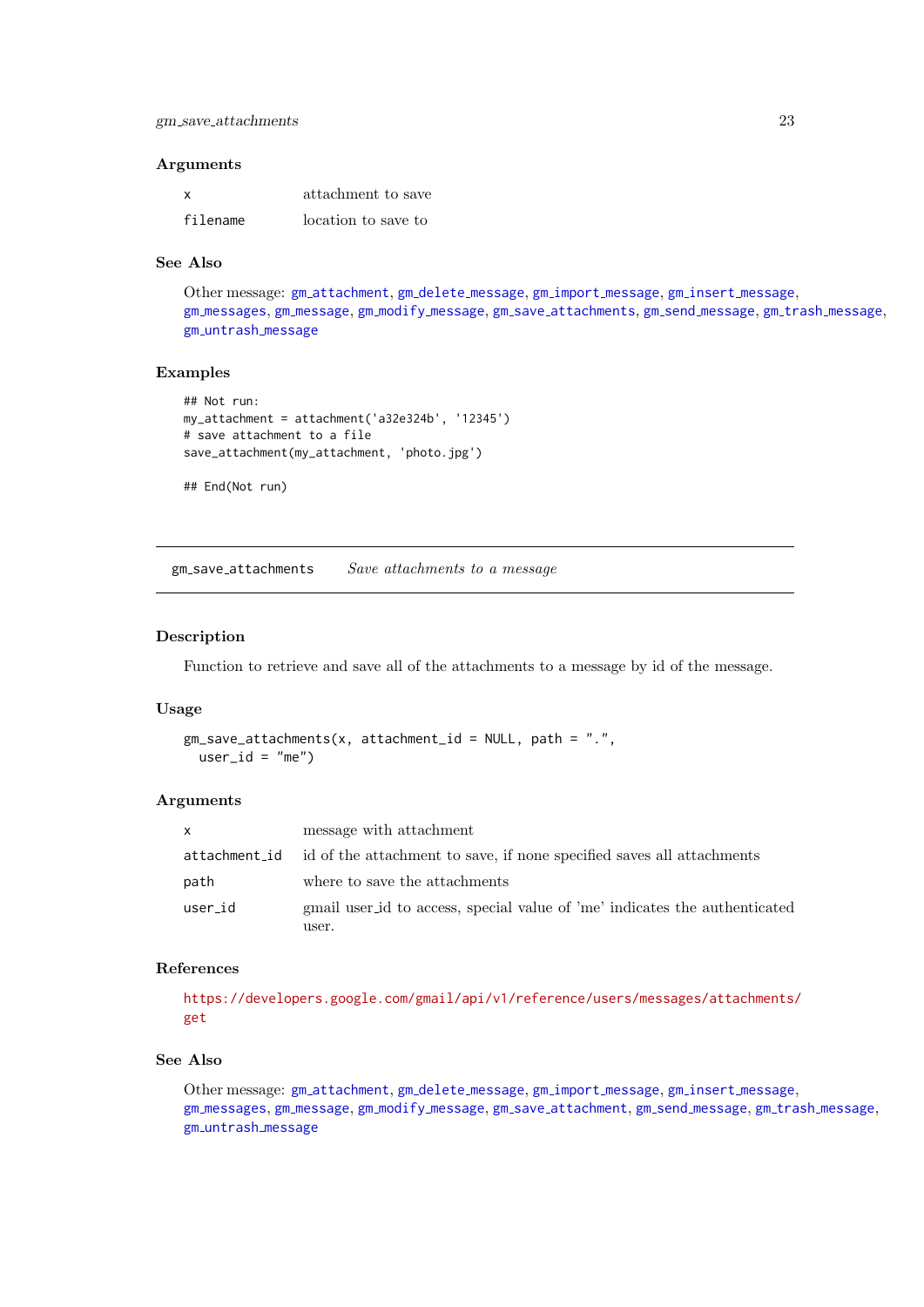### Arguments

| | |
|---|---|
| `x` | attachment to save |
| `filename` | location to save to |

### See Also

Other message: gm_attachment, gm_delete_message, gm_import_message, gm_insert_message, gm_messages, gm_message, gm_modify_message, gm_save_attachments, gm_send_message, gm_trash_message, gm_untrash_message

### Examples

```
## Not run:
my_attachment = attachment('a32e324b', '12345')
# save attachment to a file
save_attachment(my_attachment, 'photo.jpg')

## End(Not run)
```

---

## gm_save_attachments *Save attachments to a message*

---

### Description

Function to retrieve and save all of the attachments to a message by id of the message.

### Usage

```
gm_save_attachments(x, attachment_id = NULL, path = ".",
  user_id = "me")
```

### Arguments

| | |
|---|---|
| `x` | message with attachment |
| `attachment_id` | id of the attachment to save, if none specified saves all attachments |
| `path` | where to save the attachments |
| `user_id` | gmail user_id to access, special value of 'me' indicates the authenticated user. |

### References

https://developers.google.com/gmail/api/v1/reference/users/messages/attachments/get

### See Also

Other message: gm_attachment, gm_delete_message, gm_import_message, gm_insert_message, gm_messages, gm_message, gm_modify_message, gm_save_attachment, gm_send_message, gm_trash_message, gm_untrash_message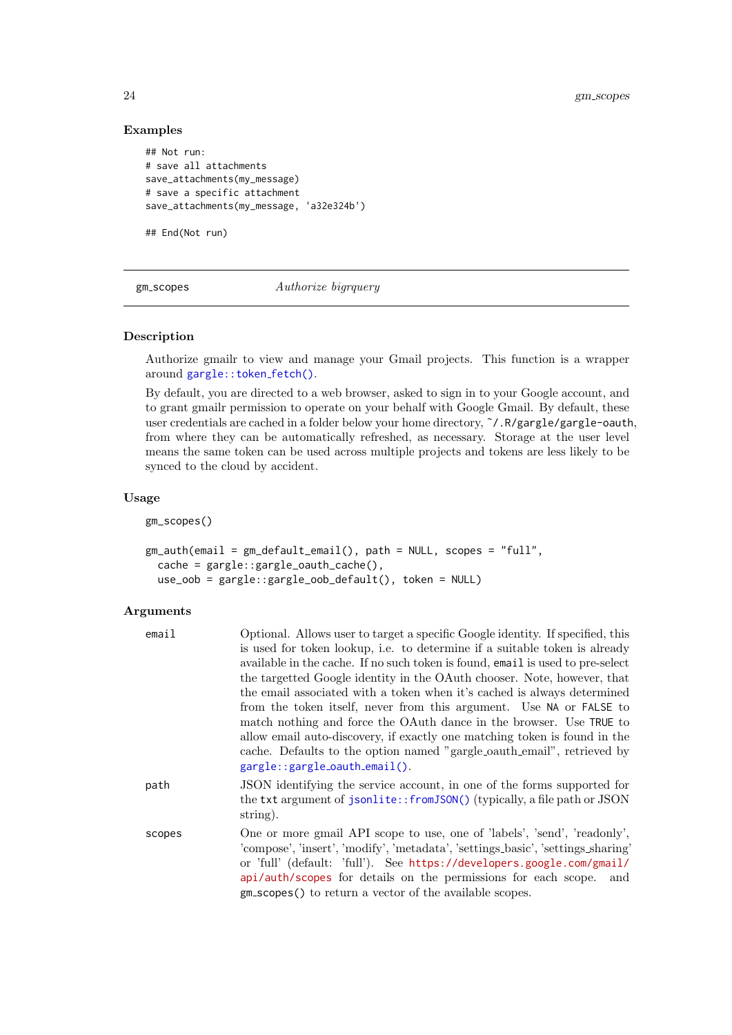### Examples

```
## Not run:
# save all attachments
save_attachments(my_message)
# save a specific attachment
save_attachments(my_message, 'a32e324b')

## End(Not run)
```

---

## gm_scopes — *Authorize bigrquery*

---

### Description

Authorize gmailr to view and manage your Gmail projects. This function is a wrapper around `gargle::token_fetch()`.

By default, you are directed to a web browser, asked to sign in to your Google account, and to grant gmailr permission to operate on your behalf with Google Gmail. By default, these user credentials are cached in a folder below your home directory, `~/.R/gargle/gargle-oauth`, from where they can be automatically refreshed, as necessary. Storage at the user level means the same token can be used across multiple projects and tokens are less likely to be synced to the cloud by accident.

### Usage

```
gm_scopes()

gm_auth(email = gm_default_email(), path = NULL, scopes = "full",
  cache = gargle::gargle_oauth_cache(),
  use_oob = gargle::gargle_oob_default(), token = NULL)
```

### Arguments

| | |
|---|---|
| `email` | Optional. Allows user to target a specific Google identity. If specified, this is used for token lookup, i.e. to determine if a suitable token is already available in the cache. If no such token is found, `email` is used to pre-select the targetted Google identity in the OAuth chooser. Note, however, that the email associated with a token when it's cached is always determined from the token itself, never from this argument. Use `NA` or `FALSE` to match nothing and force the OAuth dance in the browser. Use `TRUE` to allow email auto-discovery, if exactly one matching token is found in the cache. Defaults to the option named "gargle_oauth_email", retrieved by `gargle::gargle_oauth_email()`. |
| `path` | JSON identifying the service account, in one of the forms supported for the `txt` argument of `jsonlite::fromJSON()` (typically, a file path or JSON string). |
| `scopes` | One or more gmail API scope to use, one of 'labels', 'send', 'readonly', 'compose', 'insert', 'modify', 'metadata', 'settings_basic', 'settings_sharing' or 'full' (default: 'full'). See https://developers.google.com/gmail/api/auth/scopes for details on the permissions for each scope. and `gm_scopes()` to return a vector of the available scopes. |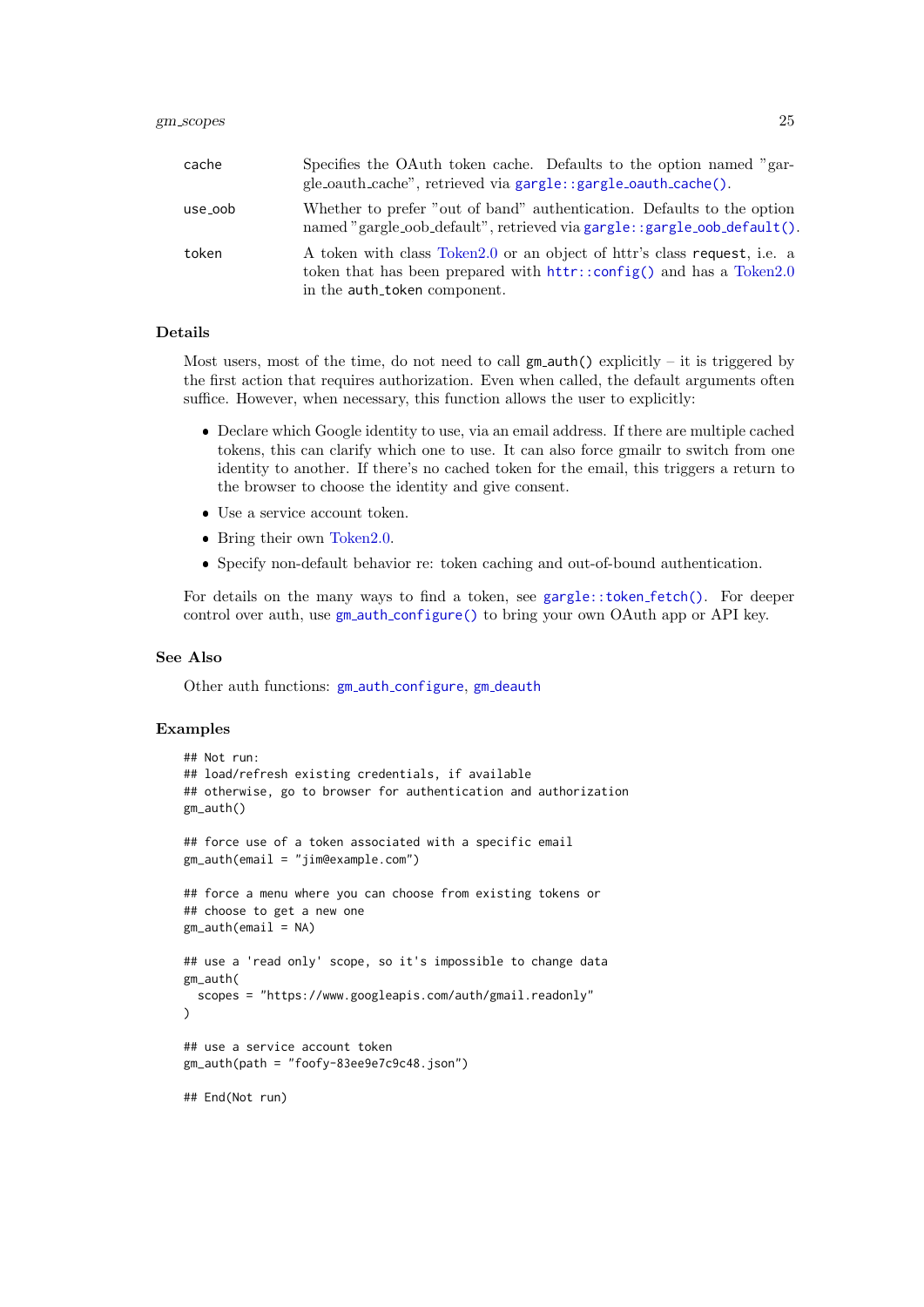| | |
|---|---|
| cache | Specifies the OAuth token cache. Defaults to the option named "gargle_oauth_cache", retrieved via `gargle::gargle_oauth_cache()`. |
| use_oob | Whether to prefer "out of band" authentication. Defaults to the option named "gargle_oob_default", retrieved via `gargle::gargle_oob_default()`. |
| token | A token with class Token2.0 or an object of httr's class `request`, i.e. a token that has been prepared with `httr::config()` and has a Token2.0 in the `auth_token` component. |

### Details

Most users, most of the time, do not need to call `gm_auth()` explicitly – it is triggered by the first action that requires authorization. Even when called, the default arguments often suffice. However, when necessary, this function allows the user to explicitly:

- Declare which Google identity to use, via an email address. If there are multiple cached tokens, this can clarify which one to use. It can also force gmailr to switch from one identity to another. If there's no cached token for the email, this triggers a return to the browser to choose the identity and give consent.
- Use a service account token.
- Bring their own Token2.0.
- Specify non-default behavior re: token caching and out-of-bound authentication.

For details on the many ways to find a token, see `gargle::token_fetch()`. For deeper control over auth, use `gm_auth_configure()` to bring your own OAuth app or API key.

### See Also

Other auth functions: `gm_auth_configure`, `gm_deauth`

### Examples

```
## Not run:
## load/refresh existing credentials, if available
## otherwise, go to browser for authentication and authorization
gm_auth()

## force use of a token associated with a specific email
gm_auth(email = "jim@example.com")

## force a menu where you can choose from existing tokens or
## choose to get a new one
gm_auth(email = NA)

## use a 'read only' scope, so it's impossible to change data
gm_auth(
  scopes = "https://www.googleapis.com/auth/gmail.readonly"
)

## use a service account token
gm_auth(path = "foofy-83ee9e7c9c48.json")

## End(Not run)
```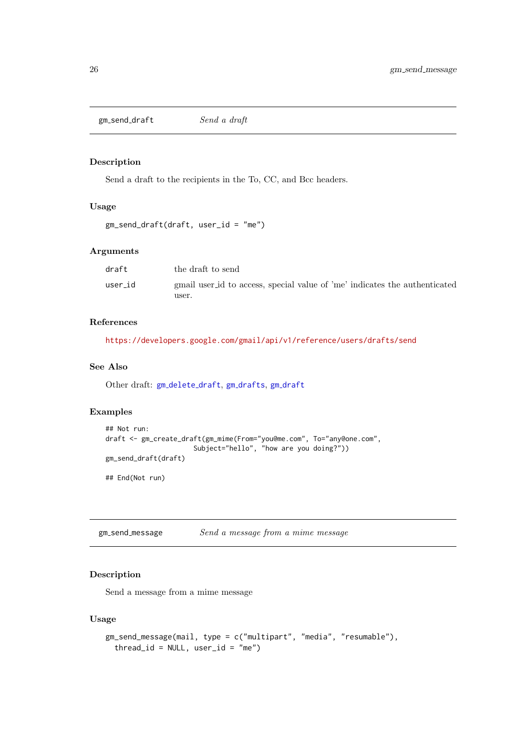## gm_send_draft — *Send a draft*

### Description

Send a draft to the recipients in the To, CC, and Bcc headers.

### Usage

```
gm_send_draft(draft, user_id = "me")
```

### Arguments

| | |
|---|---|
| draft | the draft to send |
| user_id | gmail user_id to access, special value of 'me' indicates the authenticated user. |

### References

https://developers.google.com/gmail/api/v1/reference/users/drafts/send

### See Also

Other draft: gm_delete_draft, gm_drafts, gm_draft

### Examples

```
## Not run:
draft <- gm_create_draft(gm_mime(From="you@me.com", To="any@one.com",
                      Subject="hello", "how are you doing?"))
gm_send_draft(draft)

## End(Not run)
```

## gm_send_message — *Send a message from a mime message*

### Description

Send a message from a mime message

### Usage

```
gm_send_message(mail, type = c("multipart", "media", "resumable"),
  thread_id = NULL, user_id = "me")
```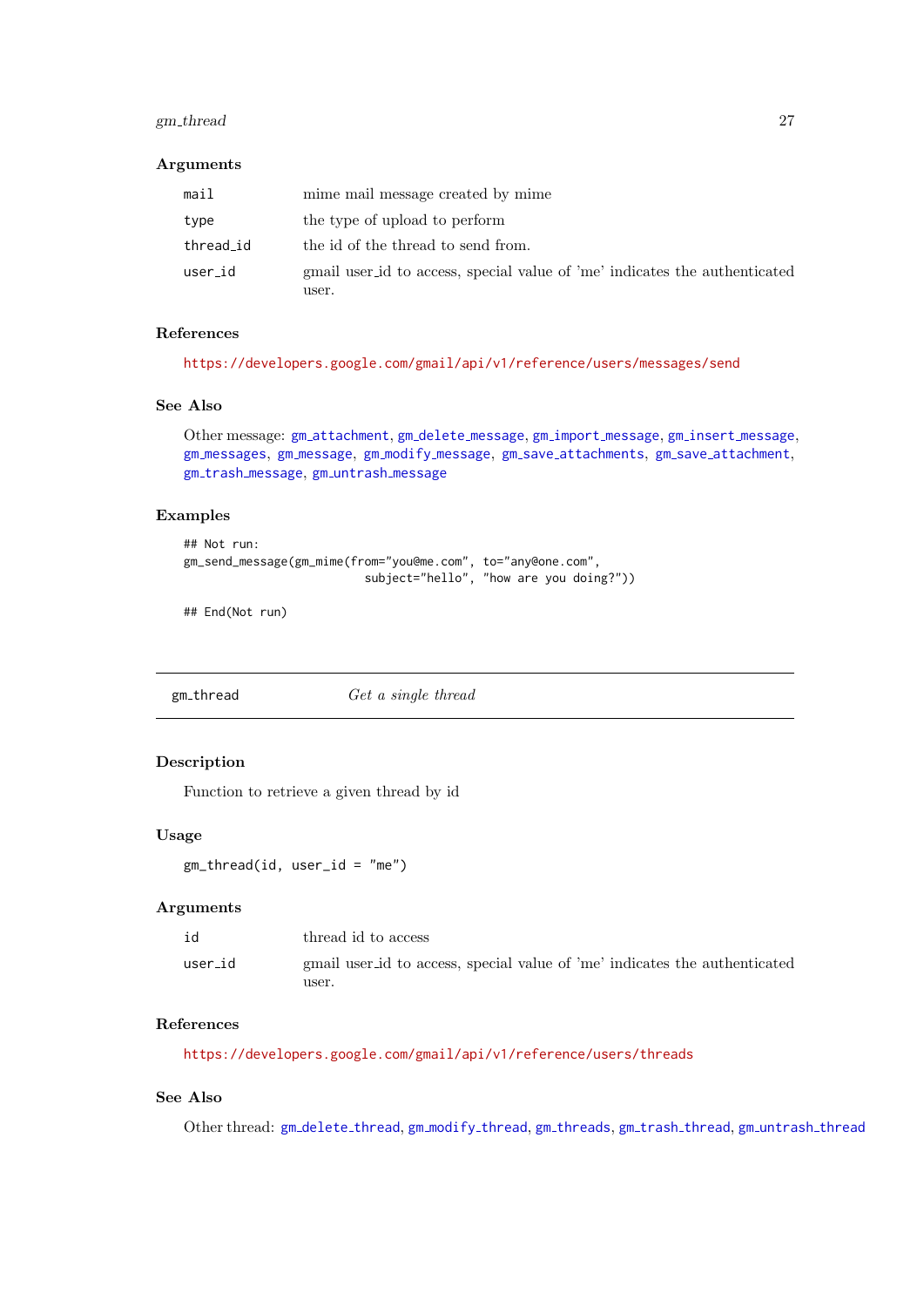### Arguments

| | |
|---|---|
| `mail` | mime mail message created by mime |
| `type` | the type of upload to perform |
| `thread_id` | the id of the thread to send from. |
| `user_id` | gmail user_id to access, special value of 'me' indicates the authenticated user. |

### References

https://developers.google.com/gmail/api/v1/reference/users/messages/send

### See Also

Other message: `gm_attachment`, `gm_delete_message`, `gm_import_message`, `gm_insert_message`, `gm_messages`, `gm_message`, `gm_modify_message`, `gm_save_attachments`, `gm_save_attachment`, `gm_trash_message`, `gm_untrash_message`

### Examples

```
## Not run:
gm_send_message(gm_mime(from="you@me.com", to="any@one.com",
                          subject="hello", "how are you doing?"))

## End(Not run)
```

---

## gm_thread — *Get a single thread*

### Description

Function to retrieve a given thread by id

### Usage

```
gm_thread(id, user_id = "me")
```

### Arguments

| | |
|---|---|
| `id` | thread id to access |
| `user_id` | gmail user_id to access, special value of 'me' indicates the authenticated user. |

### References

https://developers.google.com/gmail/api/v1/reference/users/threads

### See Also

Other thread: `gm_delete_thread`, `gm_modify_thread`, `gm_threads`, `gm_trash_thread`, `gm_untrash_thread`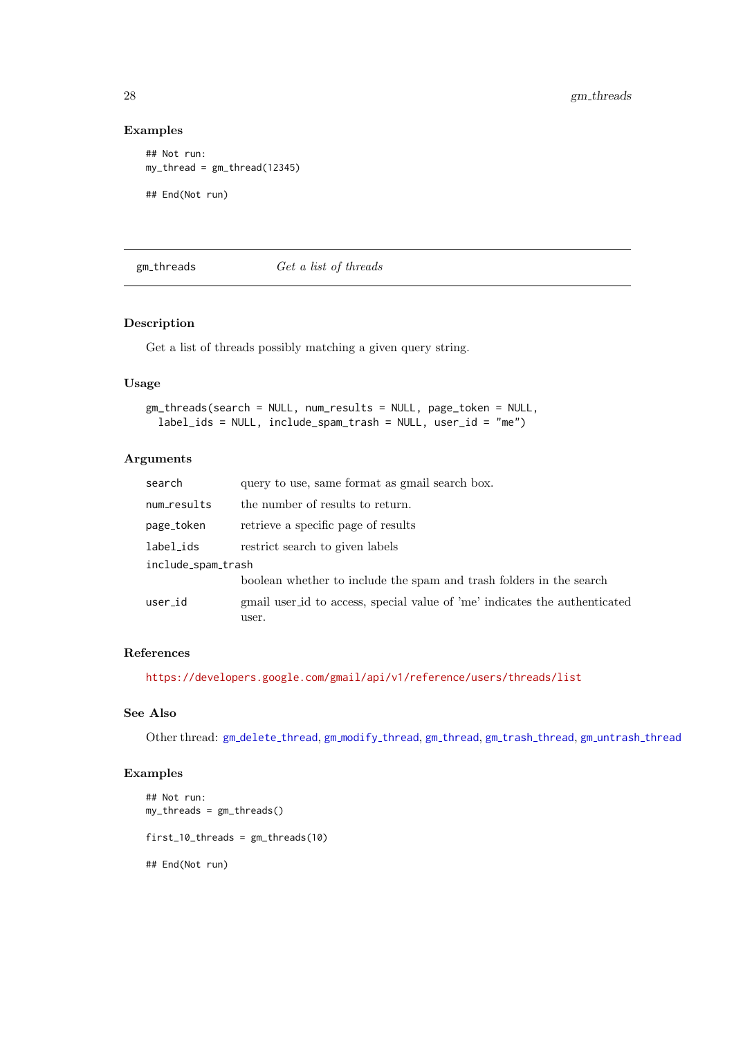### Examples

```
## Not run:
my_thread = gm_thread(12345)

## End(Not run)
```

---

## gm_threads *Get a list of threads*

---

### Description

Get a list of threads possibly matching a given query string.

### Usage

```
gm_threads(search = NULL, num_results = NULL, page_token = NULL,
  label_ids = NULL, include_spam_trash = NULL, user_id = "me")
```

### Arguments

| | |
|---|---|
| search | query to use, same format as gmail search box. |
| num_results | the number of results to return. |
| page_token | retrieve a specific page of results |
| label_ids | restrict search to given labels |
| include_spam_trash | boolean whether to include the spam and trash folders in the search |
| user_id | gmail user_id to access, special value of 'me' indicates the authenticated user. |

### References

https://developers.google.com/gmail/api/v1/reference/users/threads/list

### See Also

Other thread: gm_delete_thread, gm_modify_thread, gm_thread, gm_trash_thread, gm_untrash_thread

### Examples

```
## Not run:
my_threads = gm_threads()

first_10_threads = gm_threads(10)

## End(Not run)
```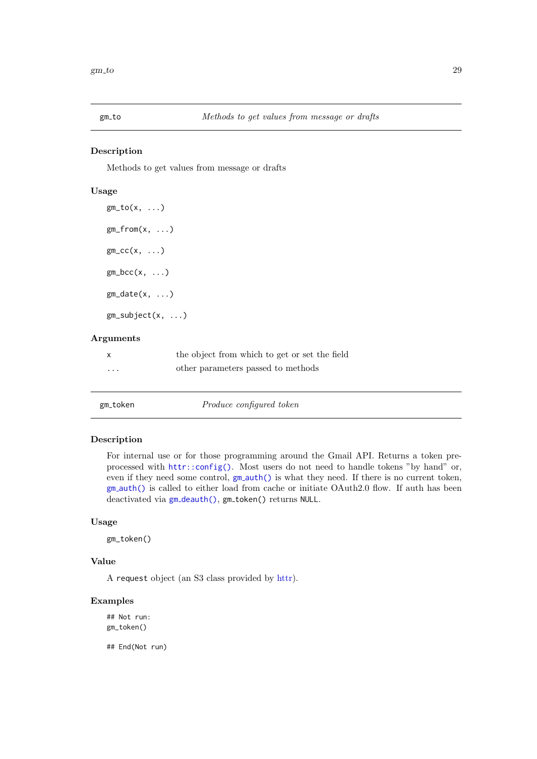## gm_to — *Methods to get values from message or drafts*

### Description

Methods to get values from message or drafts

### Usage

```
gm_to(x, ...)

gm_from(x, ...)

gm_cc(x, ...)

gm_bcc(x, ...)

gm_date(x, ...)

gm_subject(x, ...)
```

### Arguments

| | |
|---|---|
| `x` | the object from which to get or set the field |
| `...` | other parameters passed to methods |

## gm_token — *Produce configured token*

### Description

For internal use or for those programming around the Gmail API. Returns a token pre-processed with `httr::config()`. Most users do not need to handle tokens "by hand" or, even if they need some control, `gm_auth()` is what they need. If there is no current token, `gm_auth()` is called to either load from cache or initiate OAuth2.0 flow. If auth has been deactivated via `gm_deauth()`, `gm_token()` returns `NULL`.

### Usage

```
gm_token()
```

### Value

A `request` object (an S3 class provided by httr).

### Examples

```
## Not run:
gm_token()

## End(Not run)
```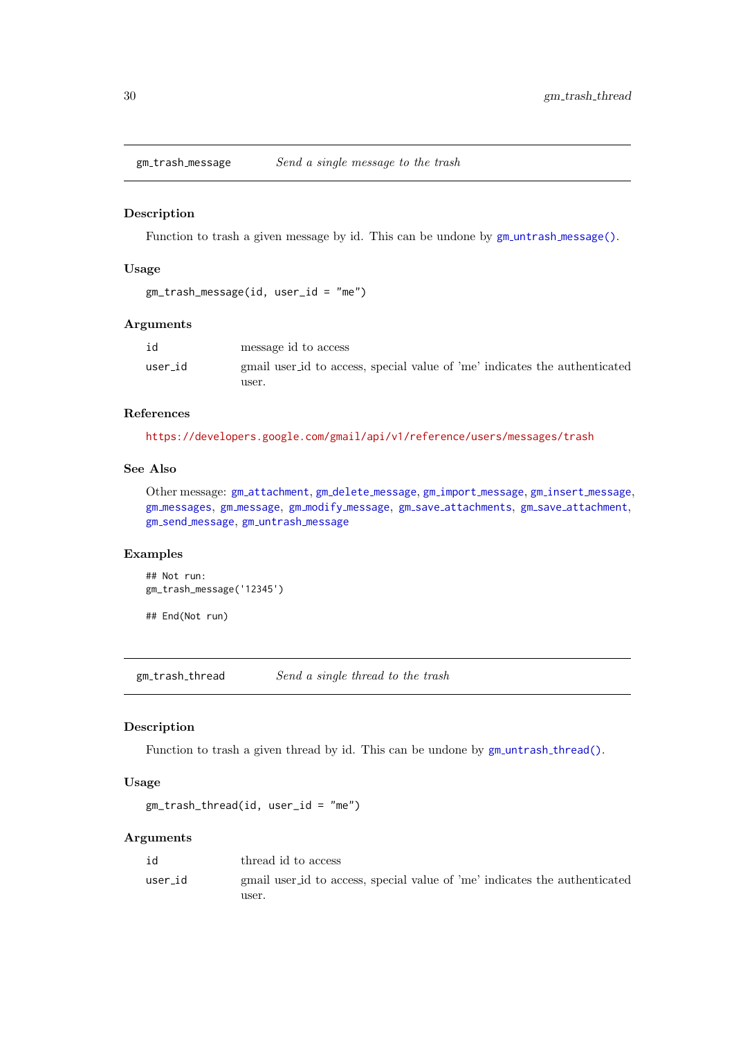## gm_trash_message — *Send a single message to the trash*

### Description

Function to trash a given message by id. This can be undone by `gm_untrash_message()`.

### Usage

```
gm_trash_message(id, user_id = "me")
```

### Arguments

| | |
|---|---|
| `id` | message id to access |
| `user_id` | gmail user_id to access, special value of 'me' indicates the authenticated user. |

### References

https://developers.google.com/gmail/api/v1/reference/users/messages/trash

### See Also

Other message: `gm_attachment`, `gm_delete_message`, `gm_import_message`, `gm_insert_message`, `gm_messages`, `gm_message`, `gm_modify_message`, `gm_save_attachments`, `gm_save_attachment`, `gm_send_message`, `gm_untrash_message`

### Examples

```
## Not run:
gm_trash_message('12345')

## End(Not run)
```

## gm_trash_thread — *Send a single thread to the trash*

### Description

Function to trash a given thread by id. This can be undone by `gm_untrash_thread()`.

### Usage

```
gm_trash_thread(id, user_id = "me")
```

### Arguments

| | |
|---|---|
| `id` | thread id to access |
| `user_id` | gmail user_id to access, special value of 'me' indicates the authenticated user. |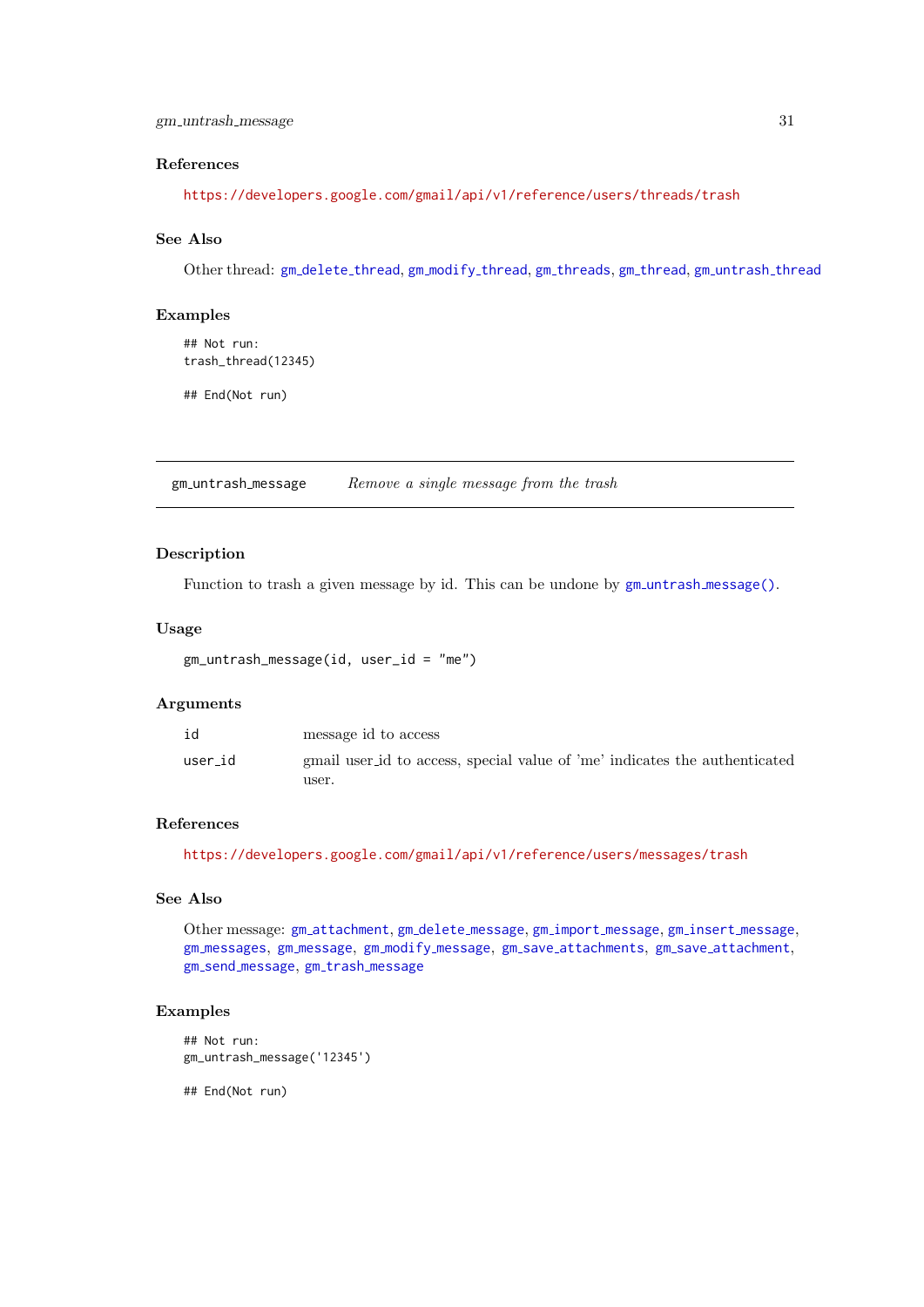### References

https://developers.google.com/gmail/api/v1/reference/users/threads/trash

### See Also

Other thread: gm_delete_thread, gm_modify_thread, gm_threads, gm_thread, gm_untrash_thread

### Examples

```
## Not run:
trash_thread(12345)

## End(Not run)
```

---

## gm_untrash_message — *Remove a single message from the trash*

---

### Description

Function to trash a given message by id. This can be undone by gm_untrash_message().

### Usage

```
gm_untrash_message(id, user_id = "me")
```

### Arguments

| | |
|---|---|
| id | message id to access |
| user_id | gmail user_id to access, special value of 'me' indicates the authenticated user. |

### References

https://developers.google.com/gmail/api/v1/reference/users/messages/trash

### See Also

Other message: gm_attachment, gm_delete_message, gm_import_message, gm_insert_message, gm_messages, gm_message, gm_modify_message, gm_save_attachments, gm_save_attachment, gm_send_message, gm_trash_message

### Examples

```
## Not run:
gm_untrash_message('12345')

## End(Not run)
```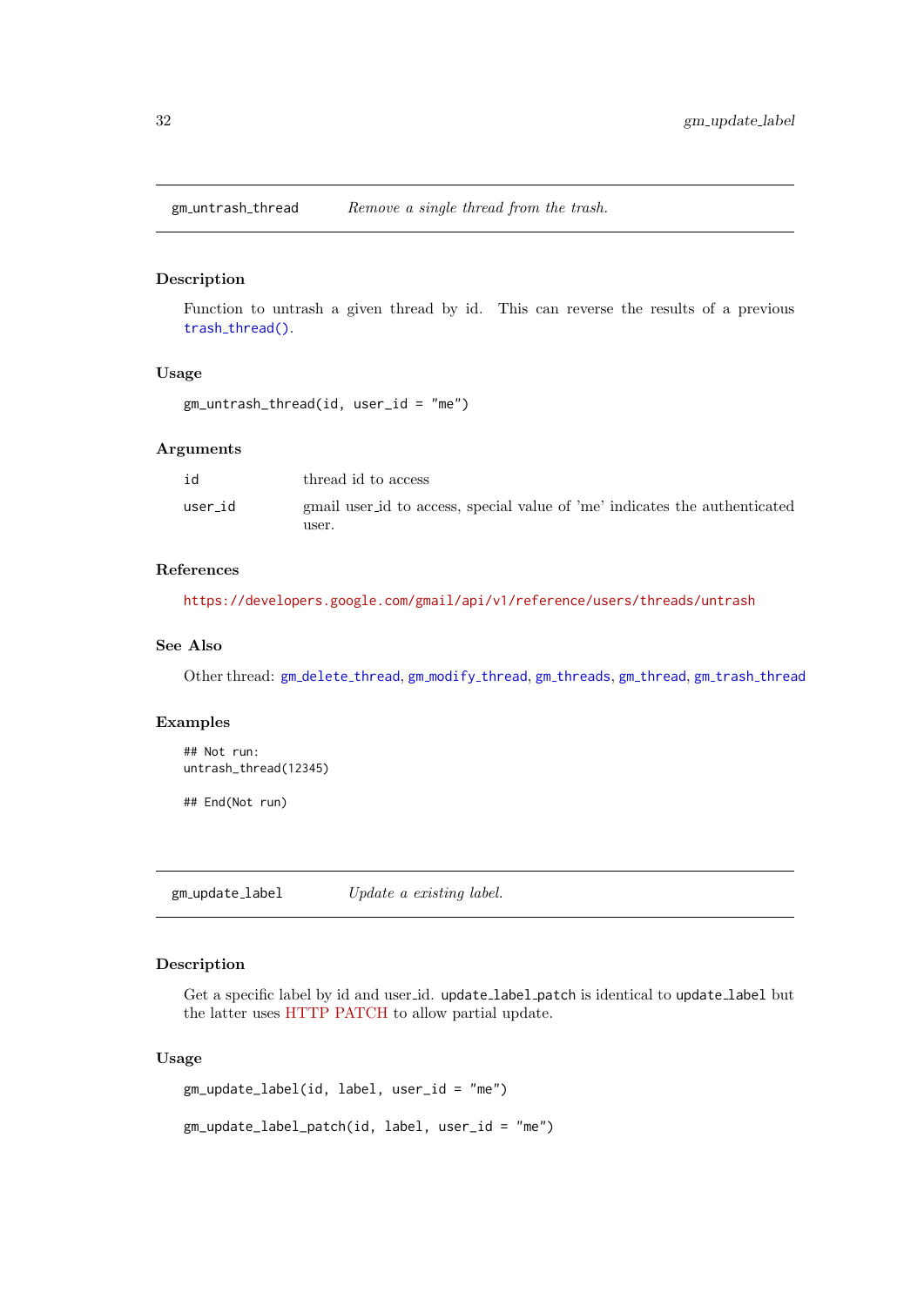## gm_untrash_thread — *Remove a single thread from the trash.*

### Description

Function to untrash a given thread by id. This can reverse the results of a previous trash_thread().

### Usage

```
gm_untrash_thread(id, user_id = "me")
```

### Arguments

| | |
|---|---|
| id | thread id to access |
| user_id | gmail user_id to access, special value of 'me' indicates the authenticated user. |

### References

https://developers.google.com/gmail/api/v1/reference/users/threads/untrash

### See Also

Other thread: gm_delete_thread, gm_modify_thread, gm_threads, gm_thread, gm_trash_thread

### Examples

```
## Not run:
untrash_thread(12345)

## End(Not run)
```

## gm_update_label — *Update a existing label.*

### Description

Get a specific label by id and user_id. update_label_patch is identical to update_label but the latter uses HTTP PATCH to allow partial update.

### Usage

```
gm_update_label(id, label, user_id = "me")

gm_update_label_patch(id, label, user_id = "me")
```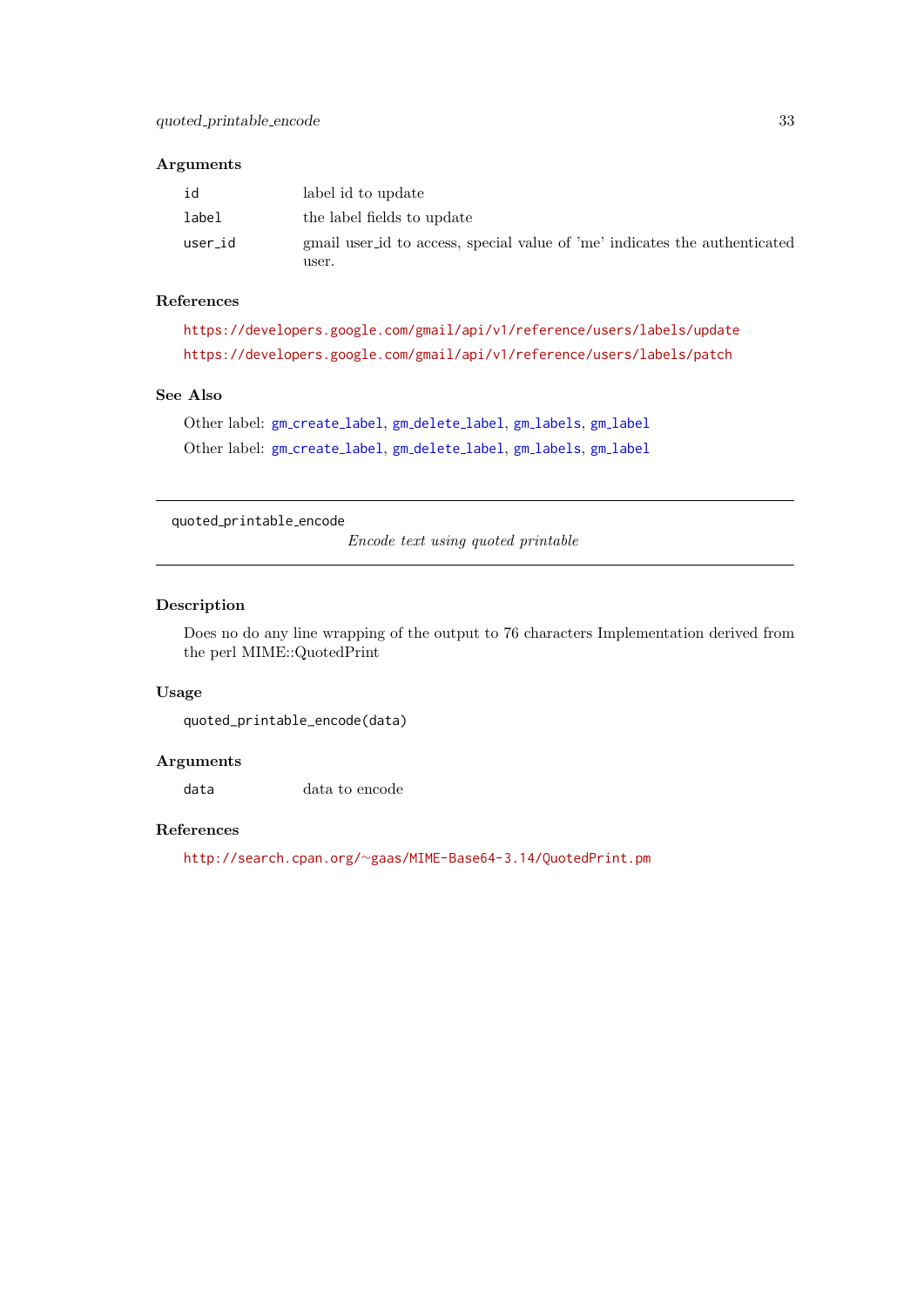### Arguments

| | |
|---|---|
| id | label id to update |
| label | the label fields to update |
| user_id | gmail user_id to access, special value of 'me' indicates the authenticated user. |

### References

https://developers.google.com/gmail/api/v1/reference/users/labels/update

https://developers.google.com/gmail/api/v1/reference/users/labels/patch

### See Also

Other label: gm_create_label, gm_delete_label, gm_labels, gm_label

Other label: gm_create_label, gm_delete_label, gm_labels, gm_label

---

## quoted_printable_encode

*Encode text using quoted printable*

---

### Description

Does no do any line wrapping of the output to 76 characters Implementation derived from the perl MIME::QuotedPrint

### Usage

```
quoted_printable_encode(data)
```

### Arguments

| | |
|---|---|
| data | data to encode |

### References

http://search.cpan.org/~gaas/MIME-Base64-3.14/QuotedPrint.pm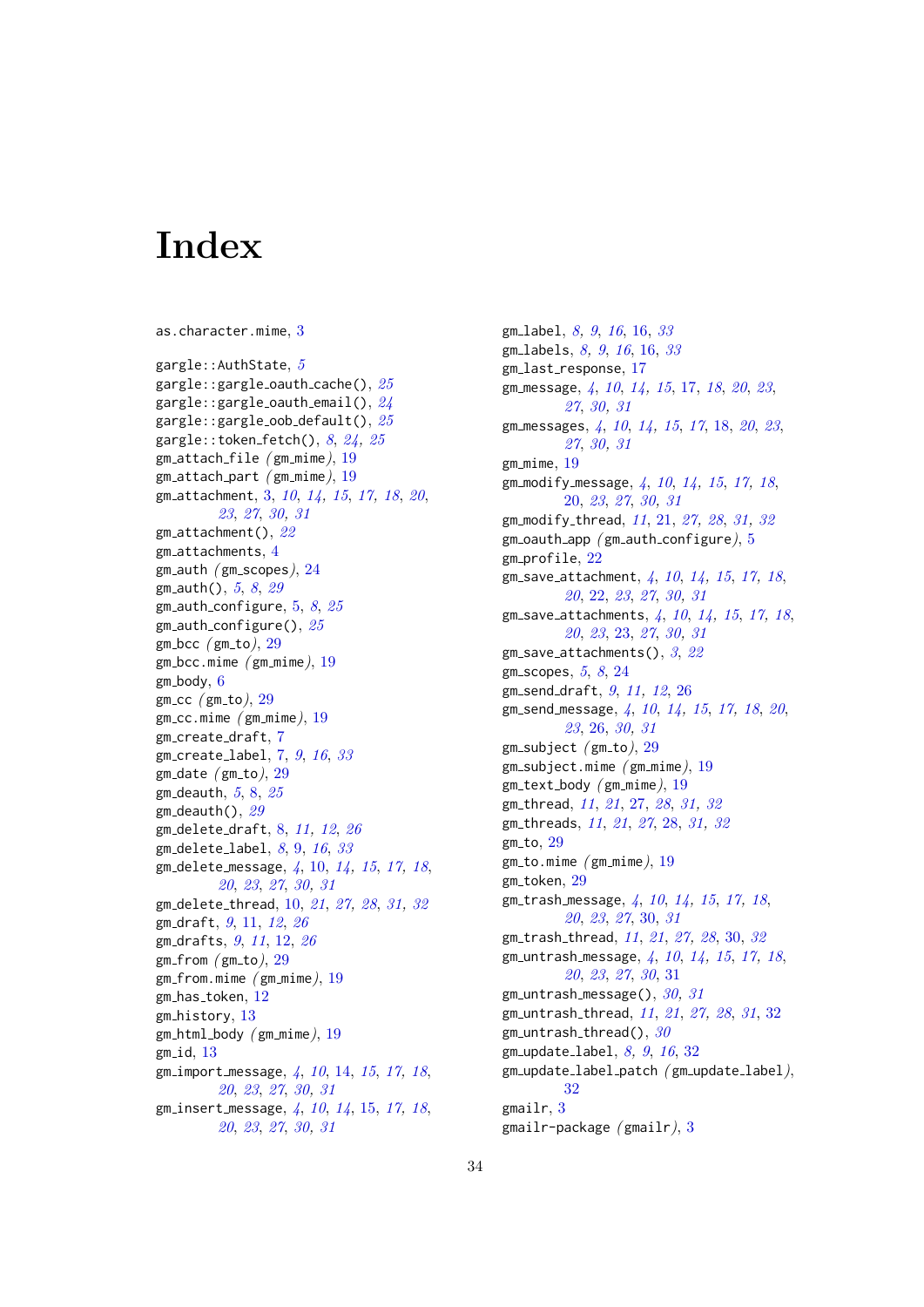# Index

as.character.mime, 3

gargle::AuthState, *5*
gargle::gargle_oauth_cache(), *25*
gargle::gargle_oauth_email(), *24*
gargle::gargle_oob_default(), *25*
gargle::token_fetch(), *8*, *24*, *25*
gm_attach_file *(gm_mime)*, 19
gm_attach_part *(gm_mime)*, 19
gm_attachment, 3, *10*, *14*, *15*, *17*, *18*, *20*, *23*, *27*, *30*, *31*
gm_attachment(), *22*
gm_attachments, 4
gm_auth *(gm_scopes)*, 24
gm_auth(), *5*, *8*, *29*
gm_auth_configure, 5, *8*, *25*
gm_auth_configure(), *25*
gm_bcc *(gm_to)*, 29
gm_bcc.mime *(gm_mime)*, 19
gm_body, 6
gm_cc *(gm_to)*, 29
gm_cc.mime *(gm_mime)*, 19
gm_create_draft, 7
gm_create_label, 7, *9*, *16*, *33*
gm_date *(gm_to)*, 29
gm_deauth, *5*, 8, *25*
gm_deauth(), *29*
gm_delete_draft, 8, *11*, *12*, *26*
gm_delete_label, *8*, 9, *16*, *33*
gm_delete_message, *4*, 10, *14*, *15*, *17*, *18*, *20*, *23*, *27*, *30*, *31*
gm_delete_thread, 10, *21*, *27*, *28*, *31*, *32*
gm_draft, *9*, 11, *12*, *26*
gm_drafts, *9*, *11*, 12, *26*
gm_from *(gm_to)*, 29
gm_from.mime *(gm_mime)*, 19
gm_has_token, 12
gm_history, 13
gm_html_body *(gm_mime)*, 19
gm_id, 13
gm_import_message, *4*, *10*, 14, *15*, *17*, *18*, *20*, *23*, *27*, *30*, *31*
gm_insert_message, *4*, *10*, *14*, 15, *17*, *18*, *20*, *23*, *27*, *30*, *31*
gm_label, *8*, *9*, *16*, 16, *33*
gm_labels, *8*, *9*, *16*, 16, *33*
gm_last_response, 17
gm_message, *4*, *10*, *14*, *15*, 17, *18*, *20*, *23*, *27*, *30*, *31*
gm_messages, *4*, *10*, *14*, *15*, *17*, 18, *20*, *23*, *27*, *30*, *31*
gm_mime, 19
gm_modify_message, *4*, *10*, *14*, *15*, *17*, *18*, 20, *23*, *27*, *30*, *31*
gm_modify_thread, *11*, 21, *27*, *28*, *31*, *32*
gm_oauth_app *(gm_auth_configure)*, 5
gm_profile, 22
gm_save_attachment, *4*, *10*, *14*, *15*, *17*, *18*, *20*, 22, *23*, *27*, *30*, *31*
gm_save_attachments, *4*, *10*, *14*, *15*, *17*, *18*, *20*, *23*, 23, *27*, *30*, *31*
gm_save_attachments(), *3*, *22*
gm_scopes, *5*, *8*, 24
gm_send_draft, *9*, *11*, *12*, 26
gm_send_message, *4*, *10*, *14*, *15*, *17*, *18*, *20*, *23*, 26, *30*, *31*
gm_subject *(gm_to)*, 29
gm_subject.mime *(gm_mime)*, 19
gm_text_body *(gm_mime)*, 19
gm_thread, *11*, *21*, 27, *28*, *31*, *32*
gm_threads, *11*, *21*, *27*, 28, *31*, *32*
gm_to, 29
gm_to.mime *(gm_mime)*, 19
gm_token, 29
gm_trash_message, *4*, *10*, *14*, *15*, *17*, *18*, *20*, *23*, *27*, 30, *31*
gm_trash_thread, *11*, *21*, *27*, *28*, 30, *32*
gm_untrash_message, *4*, *10*, *14*, *15*, *17*, *18*, *20*, *23*, *27*, *30*, 31
gm_untrash_message(), *30*, *31*
gm_untrash_thread, *11*, *21*, *27*, *28*, *31*, 32
gm_untrash_thread(), *30*
gm_update_label, *8*, *9*, *16*, 32
gm_update_label_patch *(gm_update_label)*, 32
gmailr, 3
gmailr-package *(gmailr)*, 3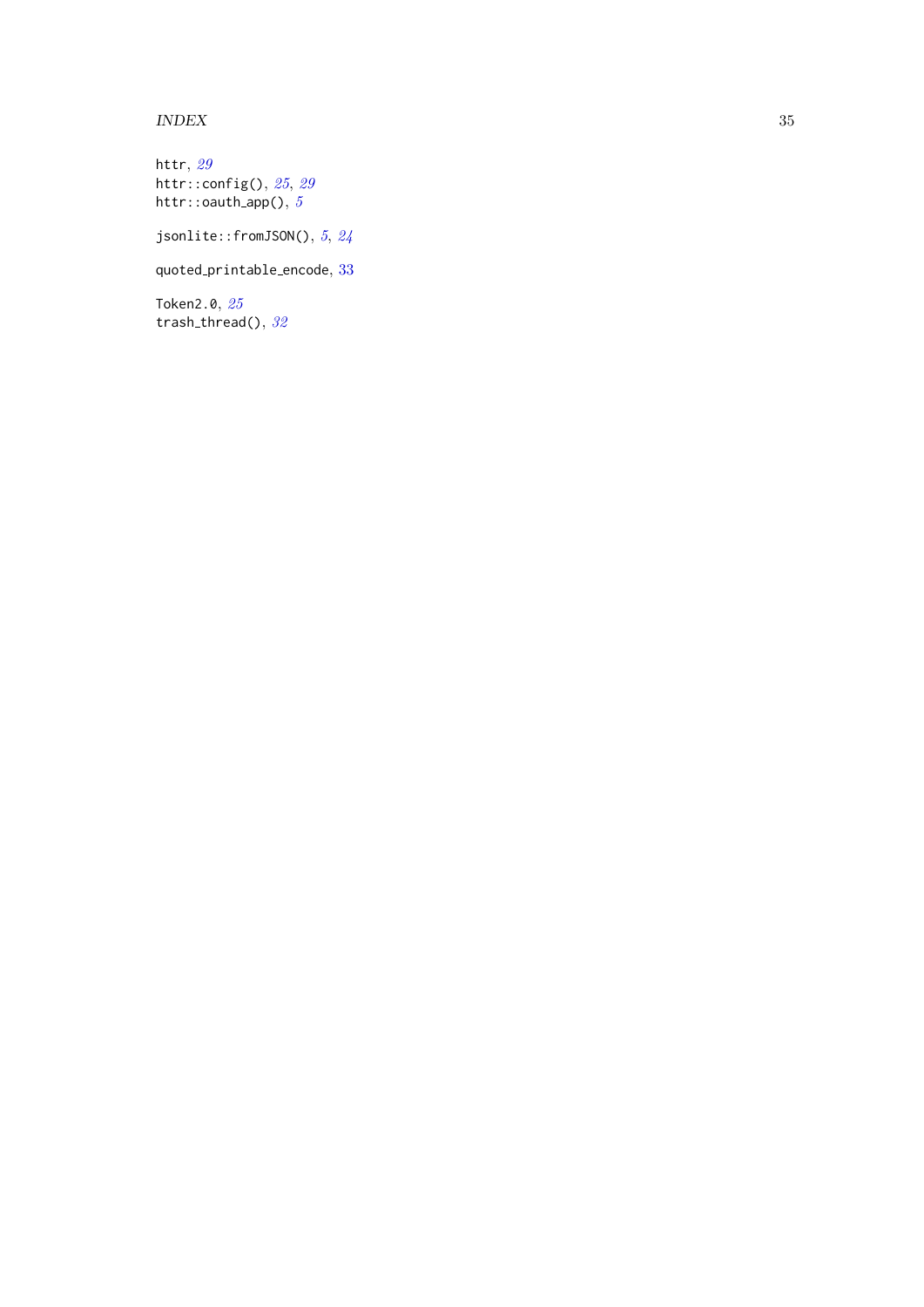httr, *29*
httr::config(), *25*, *29*
httr::oauth_app(), *5*

jsonlite::fromJSON(), *5*, *24*

quoted_printable_encode, 33

Token2.0, *25*
trash_thread(), *32*